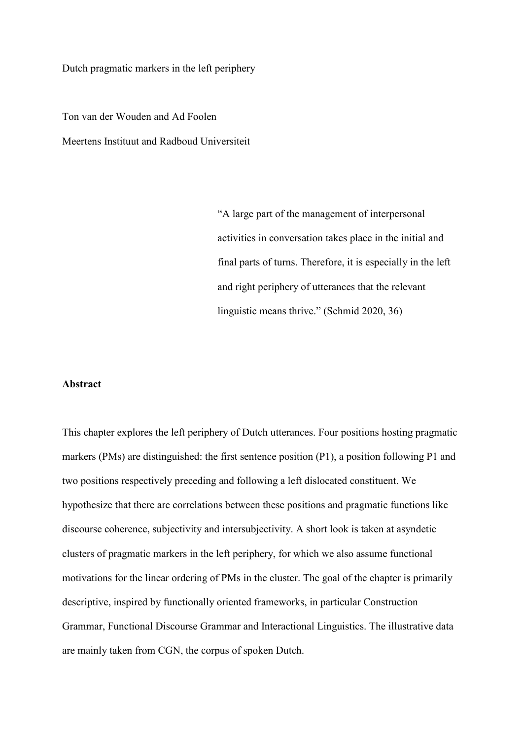# Dutch pragmatic markers in the left periphery

Ton van der Wouden and Ad Foolen

Meertens Instituut and Radboud Universiteit

> "A large part of the management of interpersonal activities in conversation takes place in the initial and final parts of turns. Therefore, it is especially in the left and right periphery of utterances that the relevant linguistic means thrive." (Schmid 2020, 36)

**Abstract**

This chapter explores the left periphery of Dutch utterances. Four positions hosting pragmatic markers (PMs) are distinguished: the first sentence position (P1), a position following P1 and two positions respectively preceding and following a left dislocated constituent. We hypothesize that there are correlations between these positions and pragmatic functions like discourse coherence, subjectivity and intersubjectivity. A short look is taken at asyndetic clusters of pragmatic markers in the left periphery, for which we also assume functional motivations for the linear ordering of PMs in the cluster. The goal of the chapter is primarily descriptive, inspired by functionally oriented frameworks, in particular Construction Grammar, Functional Discourse Grammar and Interactional Linguistics. The illustrative data are mainly taken from CGN, the corpus of spoken Dutch.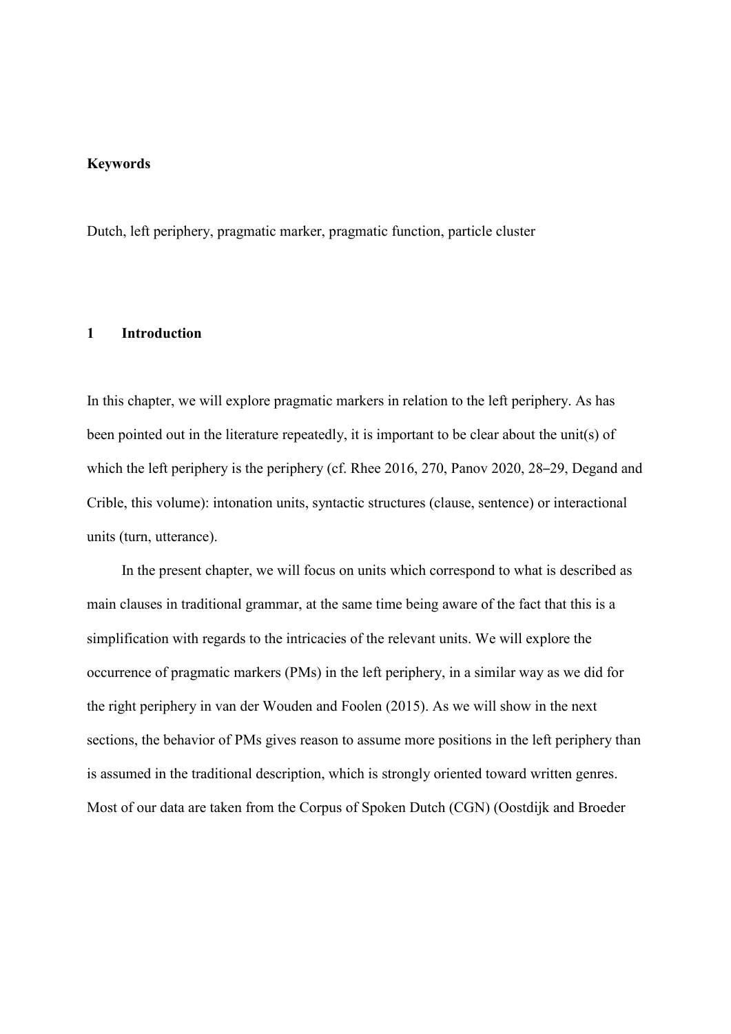**Keywords**

Dutch, left periphery, pragmatic marker, pragmatic function, particle cluster

## 1 Introduction

In this chapter, we will explore pragmatic markers in relation to the left periphery. As has been pointed out in the literature repeatedly, it is important to be clear about the unit(s) of which the left periphery is the periphery (cf. Rhee 2016, 270, Panov 2020, 28–29, Degand and Crible, this volume): intonation units, syntactic structures (clause, sentence) or interactional units (turn, utterance).

In the present chapter, we will focus on units which correspond to what is described as main clauses in traditional grammar, at the same time being aware of the fact that this is a simplification with regards to the intricacies of the relevant units. We will explore the occurrence of pragmatic markers (PMs) in the left periphery, in a similar way as we did for the right periphery in van der Wouden and Foolen (2015). As we will show in the next sections, the behavior of PMs gives reason to assume more positions in the left periphery than is assumed in the traditional description, which is strongly oriented toward written genres. Most of our data are taken from the Corpus of Spoken Dutch (CGN) (Oostdijk and Broeder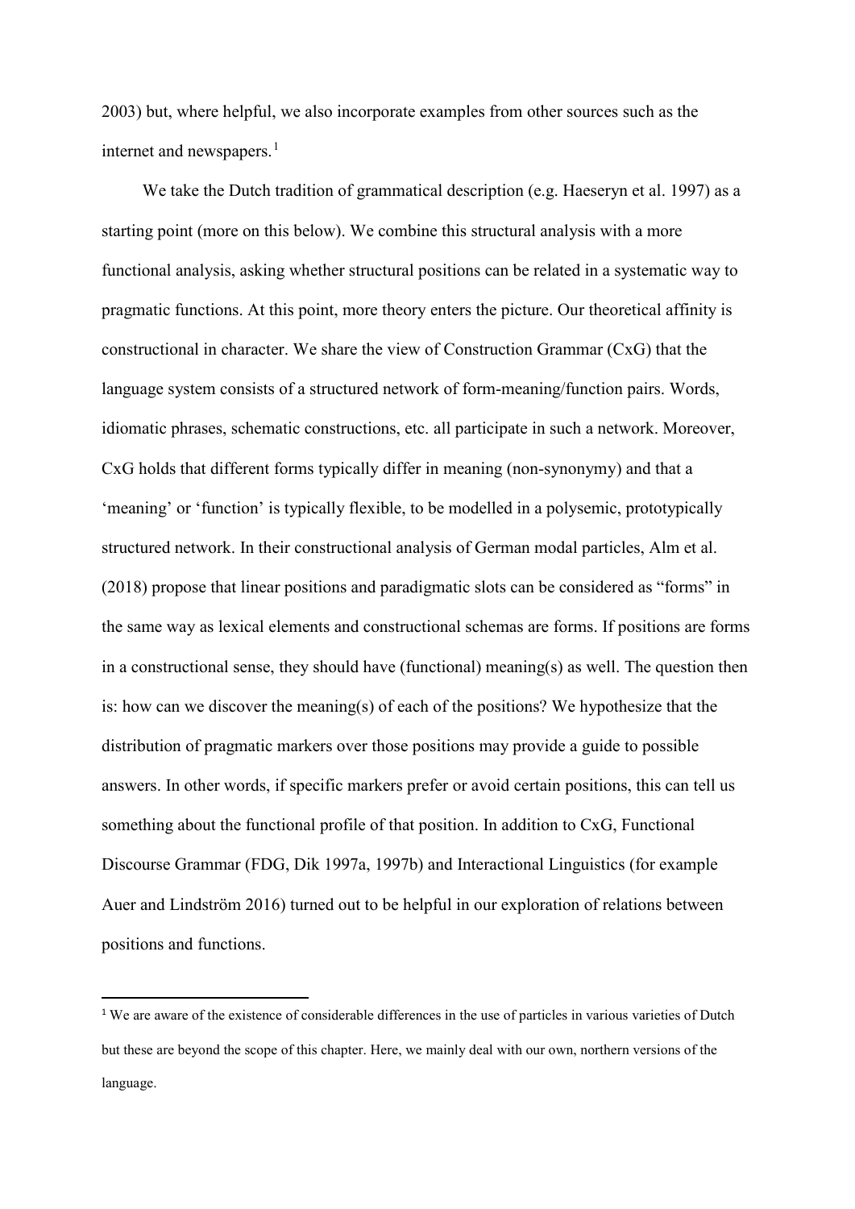2003) but, where helpful, we also incorporate examples from other sources such as the internet and newspapers.[1]

We take the Dutch tradition of grammatical description (e.g. Haeseryn et al. 1997) as a starting point (more on this below). We combine this structural analysis with a more functional analysis, asking whether structural positions can be related in a systematic way to pragmatic functions. At this point, more theory enters the picture. Our theoretical affinity is constructional in character. We share the view of Construction Grammar (CxG) that the language system consists of a structured network of form-meaning/function pairs. Words, idiomatic phrases, schematic constructions, etc. all participate in such a network. Moreover, CxG holds that different forms typically differ in meaning (non-synonymy) and that a 'meaning' or 'function' is typically flexible, to be modelled in a polysemic, prototypically structured network. In their constructional analysis of German modal particles, Alm et al. (2018) propose that linear positions and paradigmatic slots can be considered as "forms" in the same way as lexical elements and constructional schemas are forms. If positions are forms in a constructional sense, they should have (functional) meaning(s) as well. The question then is: how can we discover the meaning(s) of each of the positions? We hypothesize that the distribution of pragmatic markers over those positions may provide a guide to possible answers. In other words, if specific markers prefer or avoid certain positions, this can tell us something about the functional profile of that position. In addition to CxG, Functional Discourse Grammar (FDG, Dik 1997a, 1997b) and Interactional Linguistics (for example Auer and Lindström 2016) turned out to be helpful in our exploration of relations between positions and functions.

[1] We are aware of the existence of considerable differences in the use of particles in various varieties of Dutch but these are beyond the scope of this chapter. Here, we mainly deal with our own, northern versions of the language.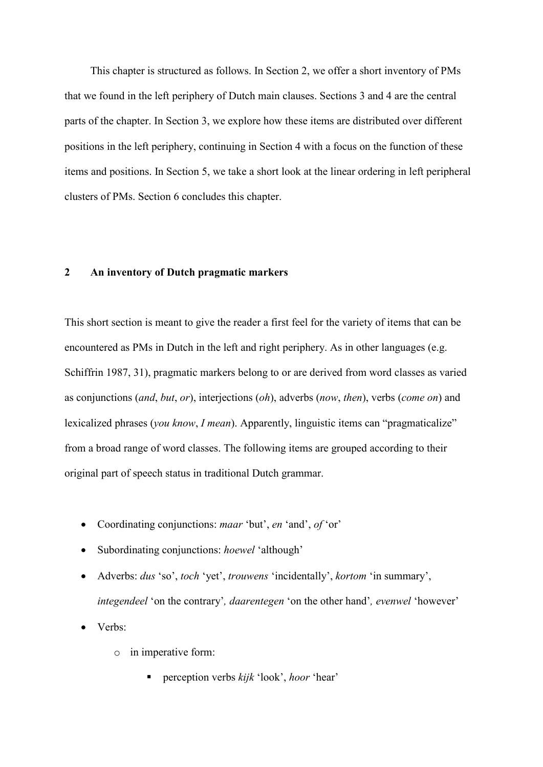This chapter is structured as follows. In Section 2, we offer a short inventory of PMs that we found in the left periphery of Dutch main clauses. Sections 3 and 4 are the central parts of the chapter. In Section 3, we explore how these items are distributed over different positions in the left periphery, continuing in Section 4 with a focus on the function of these items and positions. In Section 5, we take a short look at the linear ordering in left peripheral clusters of PMs. Section 6 concludes this chapter.

## 2 An inventory of Dutch pragmatic markers

This short section is meant to give the reader a first feel for the variety of items that can be encountered as PMs in Dutch in the left and right periphery. As in other languages (e.g. Schiffrin 1987, 31), pragmatic markers belong to or are derived from word classes as varied as conjunctions (*and*, *but*, *or*), interjections (*oh*), adverbs (*now*, *then*), verbs (*come on*) and lexicalized phrases (*you know*, *I mean*). Apparently, linguistic items can "pragmaticalize" from a broad range of word classes. The following items are grouped according to their original part of speech status in traditional Dutch grammar.

- Coordinating conjunctions: *maar* 'but', *en* 'and', *of* 'or'
- Subordinating conjunctions: *hoewel* 'although'
- Adverbs: *dus* 'so', *toch* 'yet', *trouwens* 'incidentally', *kortom* 'in summary', *integendeel* 'on the contrary', *daarentegen* 'on the other hand', *evenwel* 'however'
- Verbs:
  - in imperative form:
    - perception verbs *kijk* 'look', *hoor* 'hear'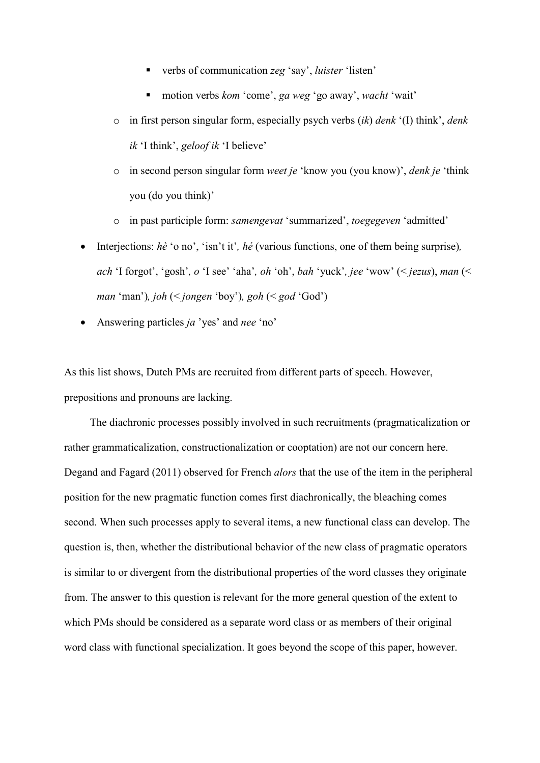- verbs of communication *zeg* 'say', *luister* 'listen'
        - motion verbs *kom* 'come', *ga weg* 'go away', *wacht* 'wait'
    - in first person singular form, especially psych verbs (*ik*) *denk* '(I) think', *denk ik* 'I think', *geloof ik* 'I believe'
    - in second person singular form *weet je* 'know you (you know)', *denk je* 'think you (do you think)'
    - in past participle form: *samengevat* 'summarized', *toegegeven* 'admitted'
- Interjections: *hè* 'o no', 'isn't it'*, hé* (various functions, one of them being surprise)*, ach* 'I forgot', 'gosh'*, o* 'I see' 'aha'*, oh* 'oh', *bah* 'yuck'*, jee* 'wow' (< *jezus*), *man* (< *man* 'man')*, joh* (< *jongen* 'boy')*, goh* (< *god* 'God')
- Answering particles *ja* 'yes' and *nee* 'no'

As this list shows, Dutch PMs are recruited from different parts of speech. However, prepositions and pronouns are lacking.

The diachronic processes possibly involved in such recruitments (pragmaticalization or rather grammaticalization, constructionalization or cooptation) are not our concern here. Degand and Fagard (2011) observed for French *alors* that the use of the item in the peripheral position for the new pragmatic function comes first diachronically, the bleaching comes second. When such processes apply to several items, a new functional class can develop. The question is, then, whether the distributional behavior of the new class of pragmatic operators is similar to or divergent from the distributional properties of the word classes they originate from. The answer to this question is relevant for the more general question of the extent to which PMs should be considered as a separate word class or as members of their original word class with functional specialization. It goes beyond the scope of this paper, however.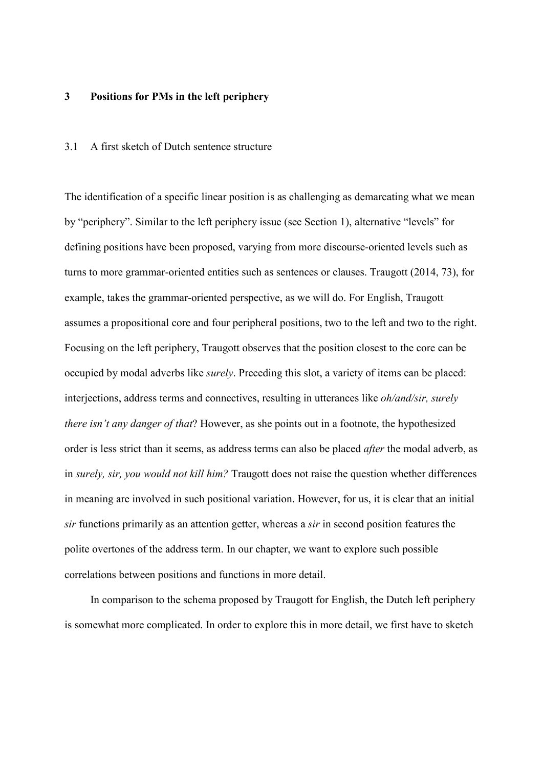## 3 Positions for PMs in the left periphery

### 3.1 A first sketch of Dutch sentence structure

The identification of a specific linear position is as challenging as demarcating what we mean by "periphery". Similar to the left periphery issue (see Section 1), alternative "levels" for defining positions have been proposed, varying from more discourse-oriented levels such as turns to more grammar-oriented entities such as sentences or clauses. Traugott (2014, 73), for example, takes the grammar-oriented perspective, as we will do. For English, Traugott assumes a propositional core and four peripheral positions, two to the left and two to the right. Focusing on the left periphery, Traugott observes that the position closest to the core can be occupied by modal adverbs like *surely*. Preceding this slot, a variety of items can be placed: interjections, address terms and connectives, resulting in utterances like *oh/and/sir, surely there isn't any danger of that*? However, as she points out in a footnote, the hypothesized order is less strict than it seems, as address terms can also be placed *after* the modal adverb, as in *surely, sir, you would not kill him?* Traugott does not raise the question whether differences in meaning are involved in such positional variation. However, for us, it is clear that an initial *sir* functions primarily as an attention getter, whereas a *sir* in second position features the polite overtones of the address term. In our chapter, we want to explore such possible correlations between positions and functions in more detail.

In comparison to the schema proposed by Traugott for English, the Dutch left periphery is somewhat more complicated. In order to explore this in more detail, we first have to sketch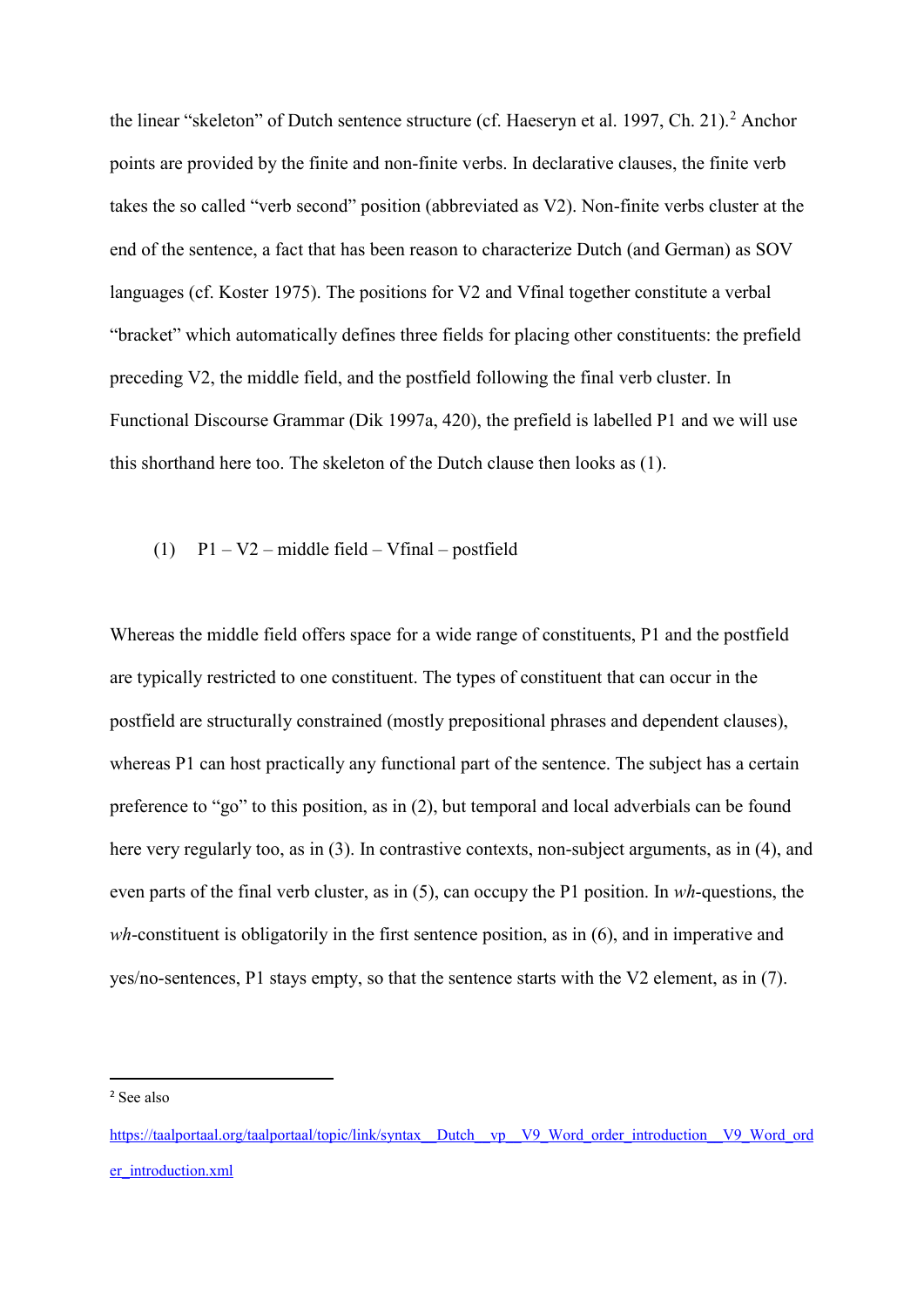the linear "skeleton" of Dutch sentence structure (cf. Haeseryn et al. 1997, Ch. 21).[2] Anchor points are provided by the finite and non-finite verbs. In declarative clauses, the finite verb takes the so called "verb second" position (abbreviated as V2). Non-finite verbs cluster at the end of the sentence, a fact that has been reason to characterize Dutch (and German) as SOV languages (cf. Koster 1975). The positions for V2 and Vfinal together constitute a verbal "bracket" which automatically defines three fields for placing other constituents: the prefield preceding V2, the middle field, and the postfield following the final verb cluster. In Functional Discourse Grammar (Dik 1997a, 420), the prefield is labelled P1 and we will use this shorthand here too. The skeleton of the Dutch clause then looks as (1).

(1) P1 – V2 – middle field – Vfinal – postfield

Whereas the middle field offers space for a wide range of constituents, P1 and the postfield are typically restricted to one constituent. The types of constituent that can occur in the postfield are structurally constrained (mostly prepositional phrases and dependent clauses), whereas P1 can host practically any functional part of the sentence. The subject has a certain preference to "go" to this position, as in (2), but temporal and local adverbials can be found here very regularly too, as in (3). In contrastive contexts, non-subject arguments, as in (4), and even parts of the final verb cluster, as in (5), can occupy the P1 position. In *wh*-questions, the *wh*-constituent is obligatorily in the first sentence position, as in (6), and in imperative and yes/no-sentences, P1 stays empty, so that the sentence starts with the V2 element, as in (7).

[2] See also https://taalportaal.org/taalportaal/topic/link/syntax__Dutch__vp__V9_Word_order_introduction__V9_Word_order_introduction.xml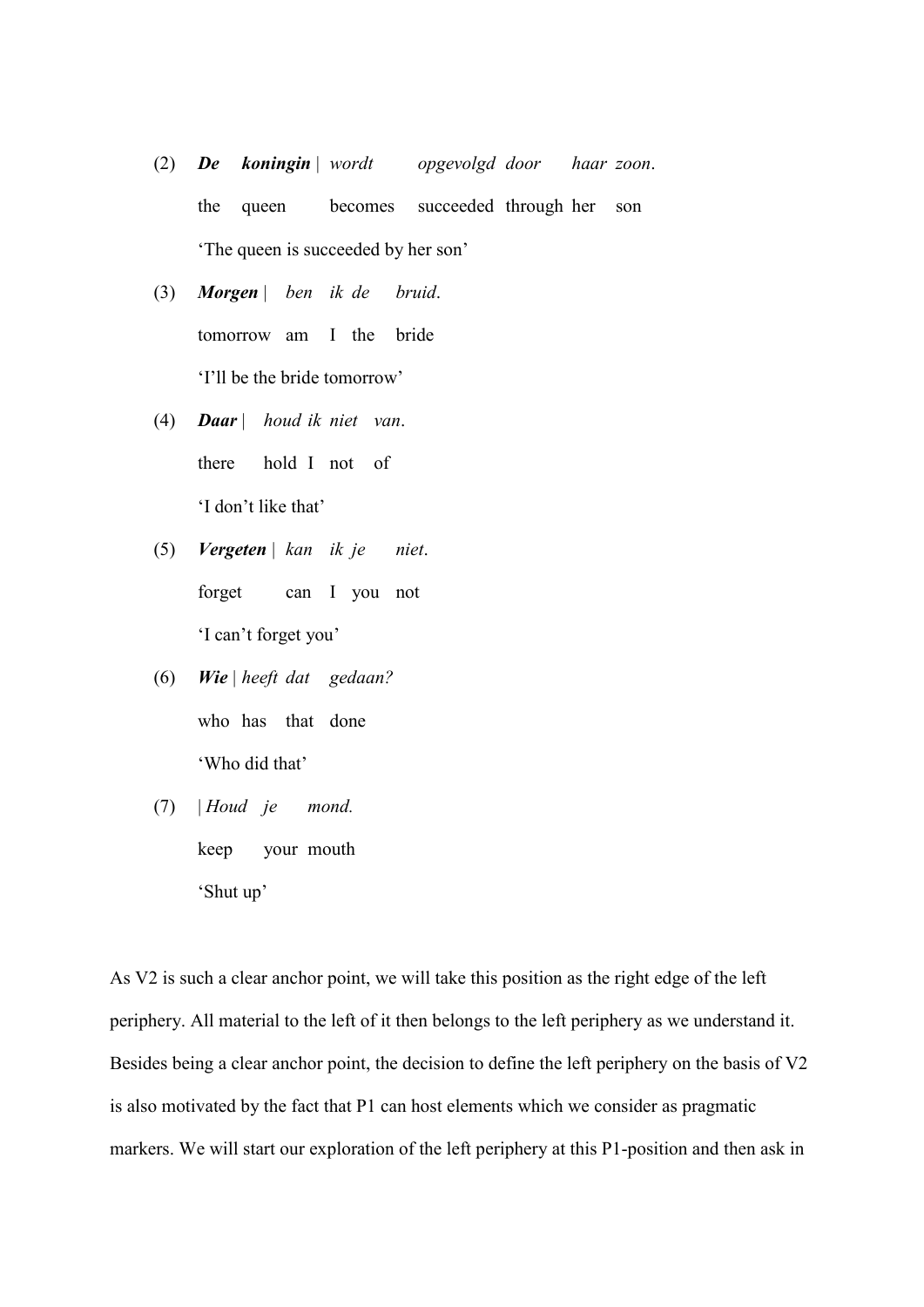(2) ***De koningin*** | *wordt opgevolgd door haar zoon*.
the queen becomes succeeded through her son
'The queen is succeeded by her son'

(3) ***Morgen*** | *ben ik de bruid*.
tomorrow am I the bride
'I'll be the bride tomorrow'

(4) ***Daar*** | *houd ik niet van*.
there hold I not of
'I don't like that'

(5) ***Vergeten*** | *kan ik je niet*.
forget can I you not
'I can't forget you'

(6) ***Wie*** | *heeft dat gedaan?*
who has that done
'Who did that'

(7) | *Houd je mond.*
keep your mouth
'Shut up'

As V2 is such a clear anchor point, we will take this position as the right edge of the left periphery. All material to the left of it then belongs to the left periphery as we understand it. Besides being a clear anchor point, the decision to define the left periphery on the basis of V2 is also motivated by the fact that P1 can host elements which we consider as pragmatic markers. We will start our exploration of the left periphery at this P1-position and then ask in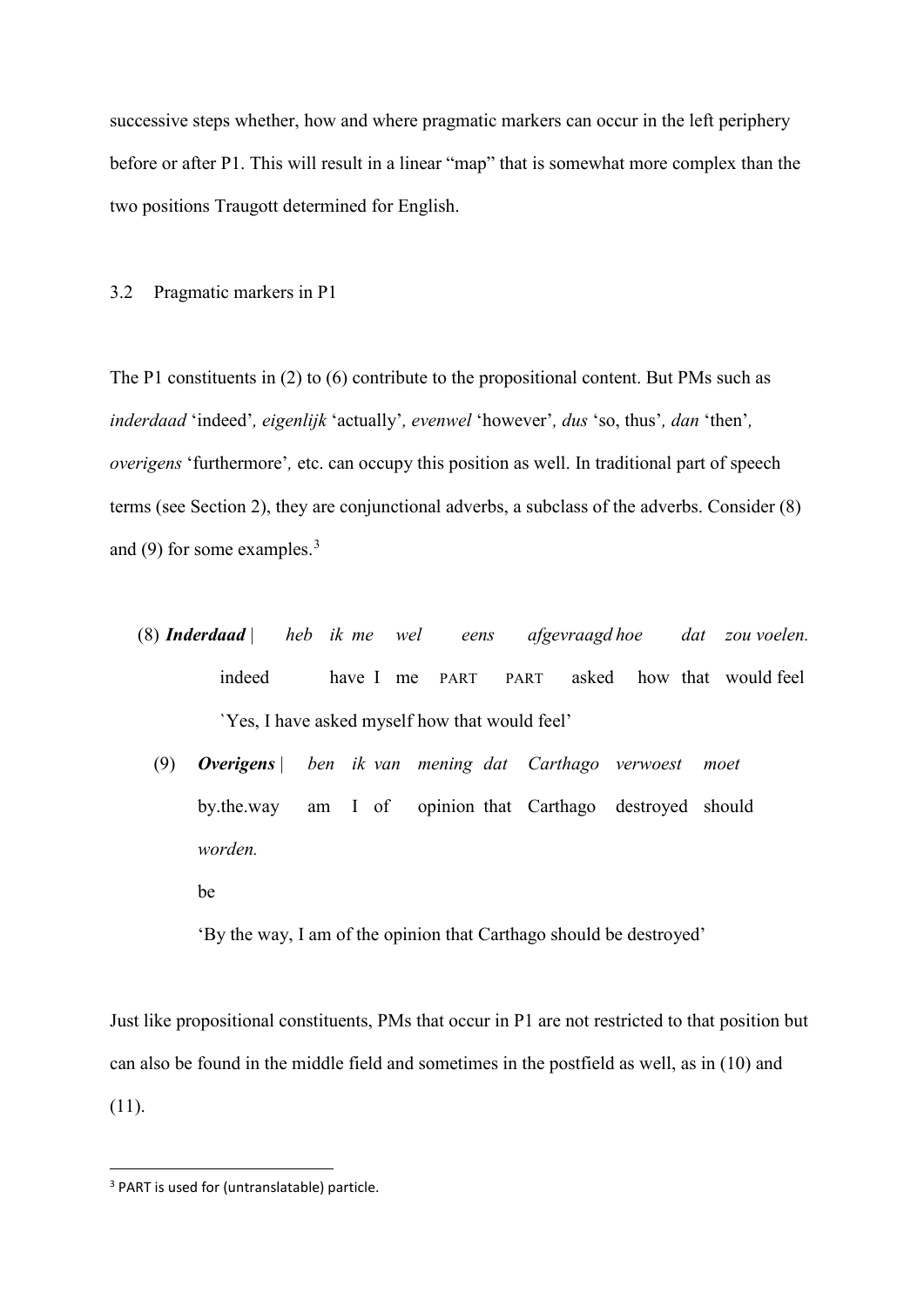successive steps whether, how and where pragmatic markers can occur in the left periphery before or after P1. This will result in a linear "map" that is somewhat more complex than the two positions Traugott determined for English.

### 3.2 Pragmatic markers in P1

The P1 constituents in (2) to (6) contribute to the propositional content. But PMs such as *inderdaad* 'indeed', *eigenlijk* 'actually', *evenwel* 'however', *dus* 'so, thus', *dan* 'then', *overigens* 'furthermore', etc. can occupy this position as well. In traditional part of speech terms (see Section 2), they are conjunctional adverbs, a subclass of the adverbs. Consider (8) and (9) for some examples.[3]

(8) ***Inderdaad*** | *heb ik me wel eens afgevraagd hoe dat zou voelen.*
indeed have I me PART PART asked how that would feel
`Yes, I have asked myself how that would feel'

(9) ***Overigens*** | *ben ik van mening dat Carthago verwoest moet worden.*
by.the.way am I of opinion that Carthago destroyed should be
'By the way, I am of the opinion that Carthago should be destroyed'

Just like propositional constituents, PMs that occur in P1 are not restricted to that position but can also be found in the middle field and sometimes in the postfield as well, as in (10) and (11).

[3] PART is used for (untranslatable) particle.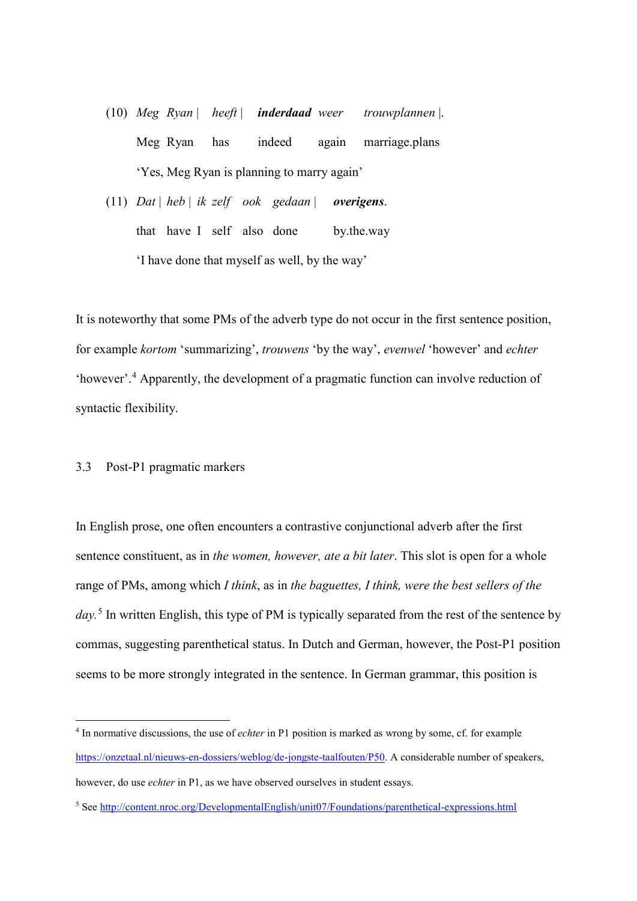(10) *Meg Ryan* | *heeft* | ***inderdaad*** *weer* *trouwplannen* |.

Meg Ryan has indeed again marriage.plans

'Yes, Meg Ryan is planning to marry again'

(11) *Dat* | *heb* | *ik zelf ook gedaan* | ***overigens***.

that have I self also done by.the.way

'I have done that myself as well, by the way'

It is noteworthy that some PMs of the adverb type do not occur in the first sentence position, for example *kortom* 'summarizing', *trouwens* 'by the way', *evenwel* 'however' and *echter* 'however'.[4] Apparently, the development of a pragmatic function can involve reduction of syntactic flexibility.

### 3.3 Post-P1 pragmatic markers

In English prose, one often encounters a contrastive conjunctional adverb after the first sentence constituent, as in *the women, however, ate a bit later*. This slot is open for a whole range of PMs, among which *I think*, as in *the baguettes, I think, were the best sellers of the day.*[5] In written English, this type of PM is typically separated from the rest of the sentence by commas, suggesting parenthetical status. In Dutch and German, however, the Post-P1 position seems to be more strongly integrated in the sentence. In German grammar, this position is

---

[4] In normative discussions, the use of *echter* in P1 position is marked as wrong by some, cf. for example https://onzetaal.nl/nieuws-en-dossiers/weblog/de-jongste-taalfouten/P50. A considerable number of speakers, however, do use *echter* in P1, as we have observed ourselves in student essays.

[5] See http://content.nroc.org/DevelopmentalEnglish/unit07/Foundations/parenthetical-expressions.html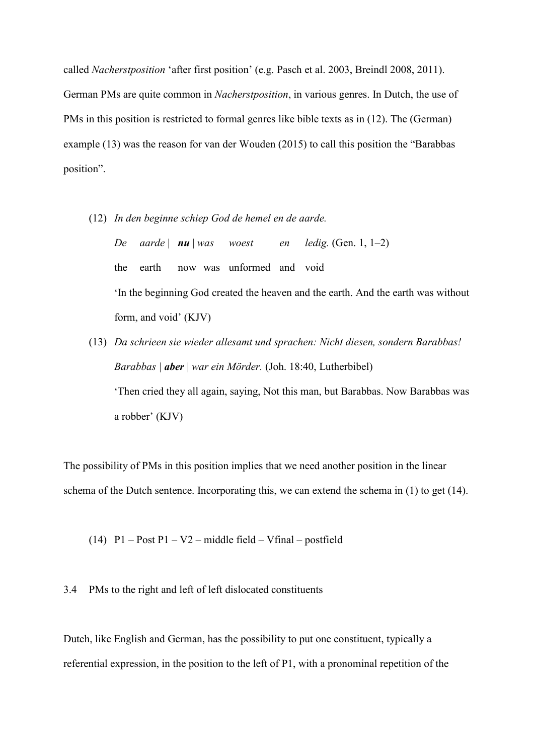called *Nacherstposition* 'after first position' (e.g. Pasch et al. 2003, Breindl 2008, 2011). German PMs are quite common in *Nacherstposition*, in various genres. In Dutch, the use of PMs in this position is restricted to formal genres like bible texts as in (12). The (German) example (13) was the reason for van der Wouden (2015) to call this position the "Barabbas position".

(12) *In den beginne schiep God de hemel en de aarde.*
*De aarde* | ***nu*** | *was woest en ledig.* (Gen. 1, 1–2)
the earth now was unformed and void
'In the beginning God created the heaven and the earth. And the earth was without form, and void' (KJV)

(13) *Da schrieen sie wieder allesamt und sprachen: Nicht diesen, sondern Barabbas!*
*Barabbas* | ***aber*** | *war ein Mörder.* (Joh. 18:40, Lutherbibel)
'Then cried they all again, saying, Not this man, but Barabbas. Now Barabbas was a robber' (KJV)

The possibility of PMs in this position implies that we need another position in the linear schema of the Dutch sentence. Incorporating this, we can extend the schema in (1) to get (14).

(14) P1 – Post P1 – V2 – middle field – Vfinal – postfield

### 3.4 PMs to the right and left of left dislocated constituents

Dutch, like English and German, has the possibility to put one constituent, typically a referential expression, in the position to the left of P1, with a pronominal repetition of the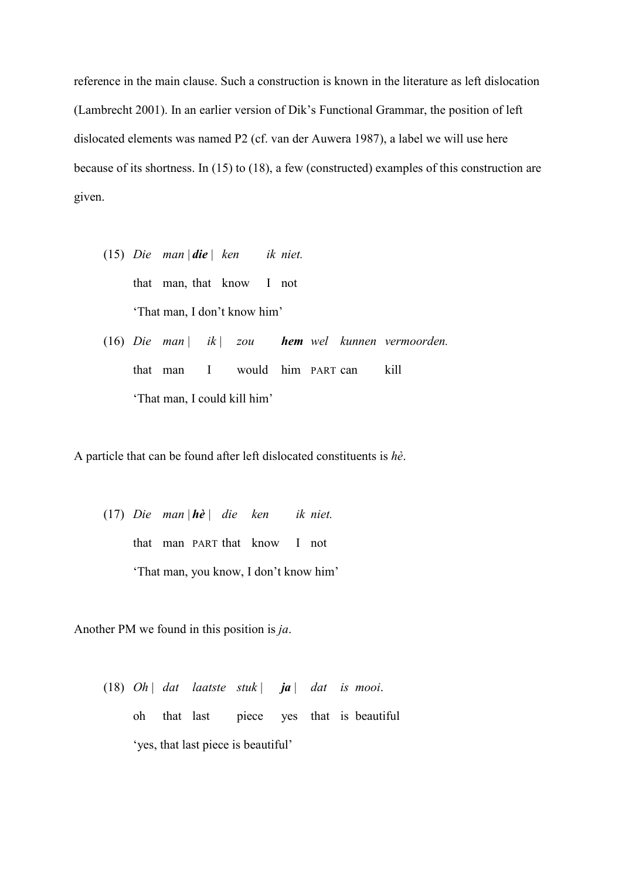reference in the main clause. Such a construction is known in the literature as left dislocation (Lambrecht 2001). In an earlier version of Dik's Functional Grammar, the position of left dislocated elements was named P2 (cf. van der Auwera 1987), a label we will use here because of its shortness. In (15) to (18), a few (constructed) examples of this construction are given.

(15) *Die man* | ***die*** | *ken ik niet.*
that man, that know I not
'That man, I don't know him'

(16) *Die man* | *ik* | *zou* ***hem*** *wel kunnen vermoorden.*
that man I would him PART can kill
'That man, I could kill him'

A particle that can be found after left dislocated constituents is *hè*.

(17) *Die man* | ***hè*** | *die ken ik niet.*
that man PART that know I not
'That man, you know, I don't know him'

Another PM we found in this position is *ja*.

(18) *Oh* | *dat laatste stuk* | ***ja*** | *dat is mooi*.
oh that last piece yes that is beautiful
'yes, that last piece is beautiful'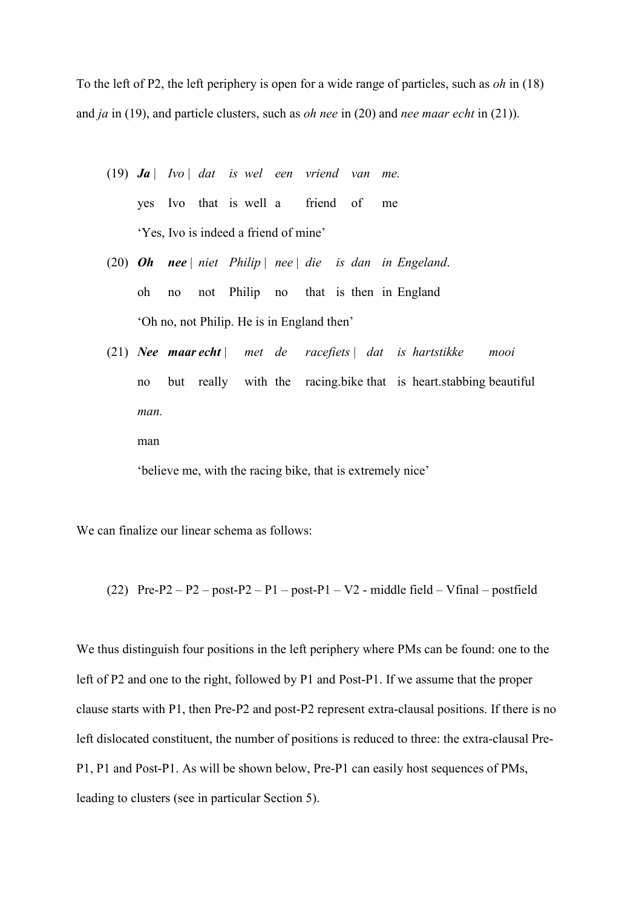To the left of P2, the left periphery is open for a wide range of particles, such as *oh* in (18) and *ja* in (19), and particle clusters, such as *oh nee* in (20) and *nee maar echt* in (21)).

(19) ***Ja*** | *Ivo* | *dat is wel een vriend van me.*
 yes Ivo that is well a friend of me
 'Yes, Ivo is indeed a friend of mine'

(20) ***Oh nee*** | *niet Philip* | *nee* | *die is dan in Engeland*.
 oh no not Philip no that is then in England
 'Oh no, not Philip. He is in England then'

(21) ***Nee maar echt*** | *met de racefiets* | *dat is hartstikke mooi man.*
 no but really with the racing.bike that is heart.stabbing beautiful man
 'believe me, with the racing bike, that is extremely nice'

We can finalize our linear schema as follows:

(22) Pre-P2 – P2 – post-P2 – P1 – post-P1 – V2 - middle field – Vfinal – postfield

We thus distinguish four positions in the left periphery where PMs can be found: one to the left of P2 and one to the right, followed by P1 and Post-P1. If we assume that the proper clause starts with P1, then Pre-P2 and post-P2 represent extra-clausal positions. If there is no left dislocated constituent, the number of positions is reduced to three: the extra-clausal Pre-P1, P1 and Post-P1. As will be shown below, Pre-P1 can easily host sequences of PMs, leading to clusters (see in particular Section 5).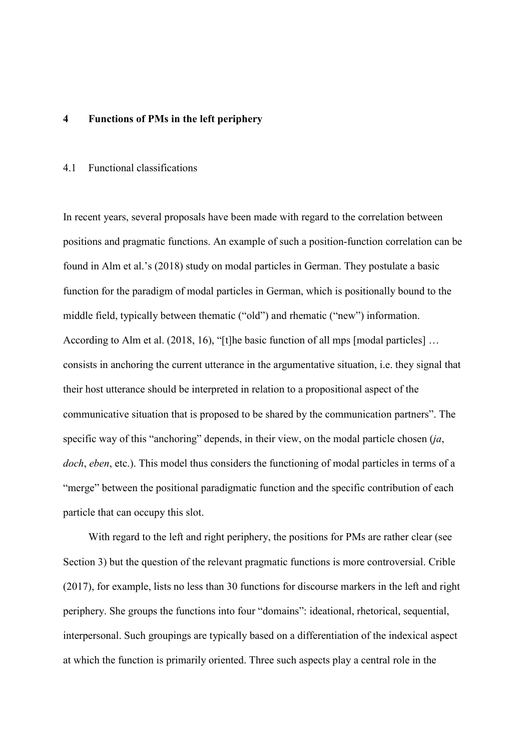# 4 Functions of PMs in the left periphery

## 4.1 Functional classifications

In recent years, several proposals have been made with regard to the correlation between positions and pragmatic functions. An example of such a position-function correlation can be found in Alm et al.'s (2018) study on modal particles in German. They postulate a basic function for the paradigm of modal particles in German, which is positionally bound to the middle field, typically between thematic ("old") and rhematic ("new") information. According to Alm et al. (2018, 16), "[t]he basic function of all mps [modal particles] … consists in anchoring the current utterance in the argumentative situation, i.e. they signal that their host utterance should be interpreted in relation to a propositional aspect of the communicative situation that is proposed to be shared by the communication partners". The specific way of this "anchoring" depends, in their view, on the modal particle chosen (*ja*, *doch*, *eben*, etc.). This model thus considers the functioning of modal particles in terms of a "merge" between the positional paradigmatic function and the specific contribution of each particle that can occupy this slot.

With regard to the left and right periphery, the positions for PMs are rather clear (see Section 3) but the question of the relevant pragmatic functions is more controversial. Crible (2017), for example, lists no less than 30 functions for discourse markers in the left and right periphery. She groups the functions into four "domains": ideational, rhetorical, sequential, interpersonal. Such groupings are typically based on a differentiation of the indexical aspect at which the function is primarily oriented. Three such aspects play a central role in the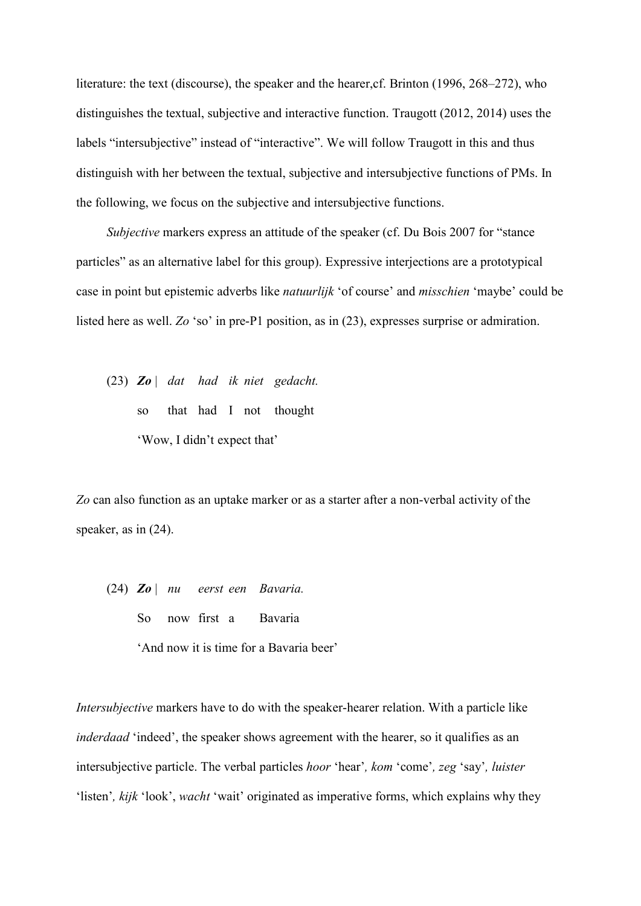literature: the text (discourse), the speaker and the hearer,cf. Brinton (1996, 268–272), who distinguishes the textual, subjective and interactive function. Traugott (2012, 2014) uses the labels "intersubjective" instead of "interactive". We will follow Traugott in this and thus distinguish with her between the textual, subjective and intersubjective functions of PMs. In the following, we focus on the subjective and intersubjective functions.

*Subjective* markers express an attitude of the speaker (cf. Du Bois 2007 for "stance particles" as an alternative label for this group). Expressive interjections are a prototypical case in point but epistemic adverbs like *natuurlijk* 'of course' and *misschien* 'maybe' could be listed here as well. *Zo* 'so' in pre-P1 position, as in (23), expresses surprise or admiration.

(23) ***Zo*** | *dat had ik niet gedacht.*
so that had I not thought
'Wow, I didn't expect that'

*Zo* can also function as an uptake marker or as a starter after a non-verbal activity of the speaker, as in (24).

(24) ***Zo*** | *nu eerst een Bavaria.*
So now first a Bavaria
'And now it is time for a Bavaria beer'

*Intersubjective* markers have to do with the speaker-hearer relation. With a particle like *inderdaad* 'indeed', the speaker shows agreement with the hearer, so it qualifies as an intersubjective particle. The verbal particles *hoor* 'hear', *kom* 'come', *zeg* 'say', *luister* 'listen', *kijk* 'look', *wacht* 'wait' originated as imperative forms, which explains why they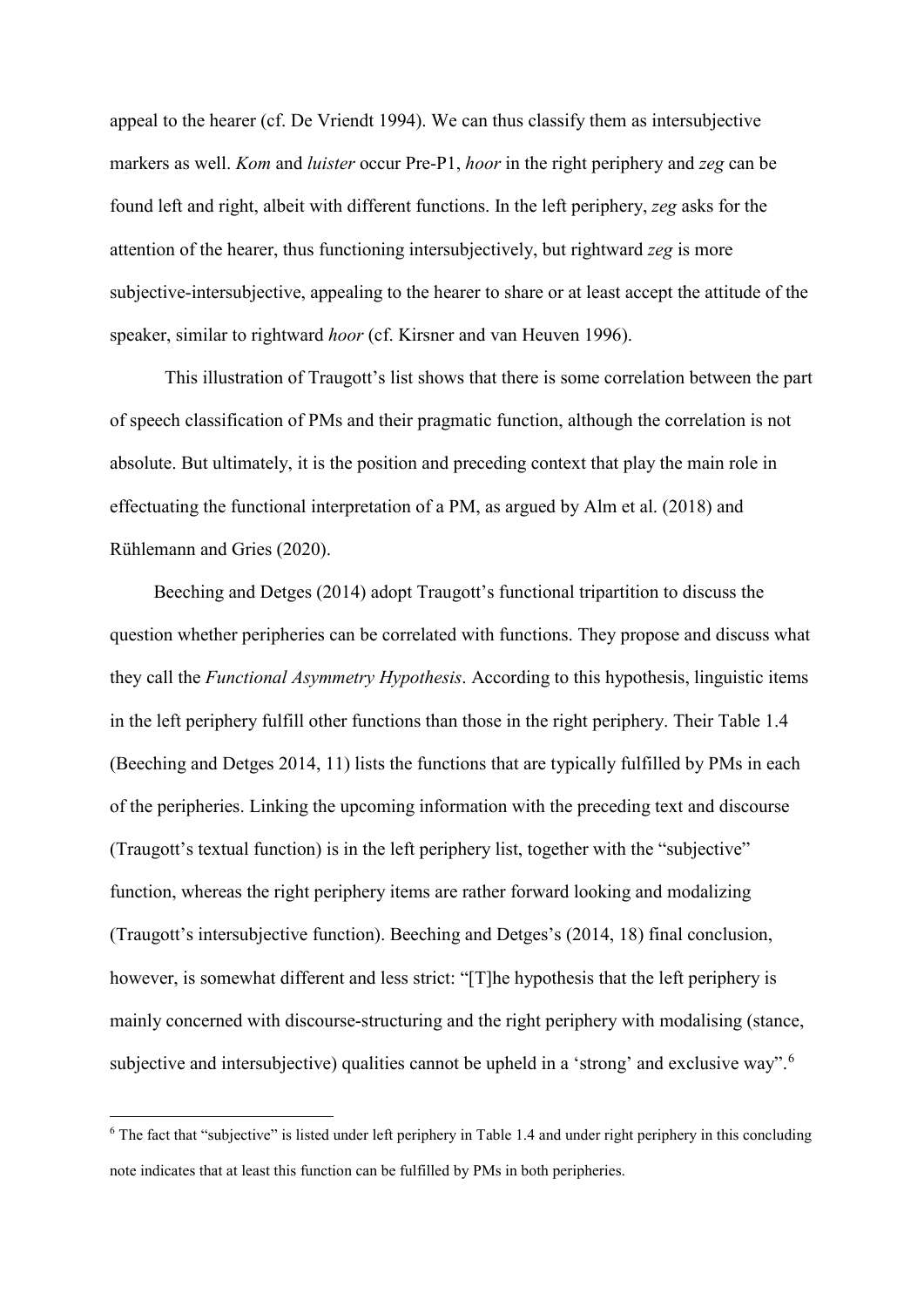appeal to the hearer (cf. De Vriendt 1994). We can thus classify them as intersubjective markers as well. *Kom* and *luister* occur Pre-P1, *hoor* in the right periphery and *zeg* can be found left and right, albeit with different functions. In the left periphery, *zeg* asks for the attention of the hearer, thus functioning intersubjectively, but rightward *zeg* is more subjective-intersubjective, appealing to the hearer to share or at least accept the attitude of the speaker, similar to rightward *hoor* (cf. Kirsner and van Heuven 1996).

This illustration of Traugott's list shows that there is some correlation between the part of speech classification of PMs and their pragmatic function, although the correlation is not absolute. But ultimately, it is the position and preceding context that play the main role in effectuating the functional interpretation of a PM, as argued by Alm et al. (2018) and Rühlemann and Gries (2020).

Beeching and Detges (2014) adopt Traugott's functional tripartition to discuss the question whether peripheries can be correlated with functions. They propose and discuss what they call the *Functional Asymmetry Hypothesis*. According to this hypothesis, linguistic items in the left periphery fulfill other functions than those in the right periphery. Their Table 1.4 (Beeching and Detges 2014, 11) lists the functions that are typically fulfilled by PMs in each of the peripheries. Linking the upcoming information with the preceding text and discourse (Traugott's textual function) is in the left periphery list, together with the "subjective" function, whereas the right periphery items are rather forward looking and modalizing (Traugott's intersubjective function). Beeching and Detges's (2014, 18) final conclusion, however, is somewhat different and less strict: "[T]he hypothesis that the left periphery is mainly concerned with discourse-structuring and the right periphery with modalising (stance, subjective and intersubjective) qualities cannot be upheld in a 'strong' and exclusive way".[6]

[6] The fact that "subjective" is listed under left periphery in Table 1.4 and under right periphery in this concluding note indicates that at least this function can be fulfilled by PMs in both peripheries.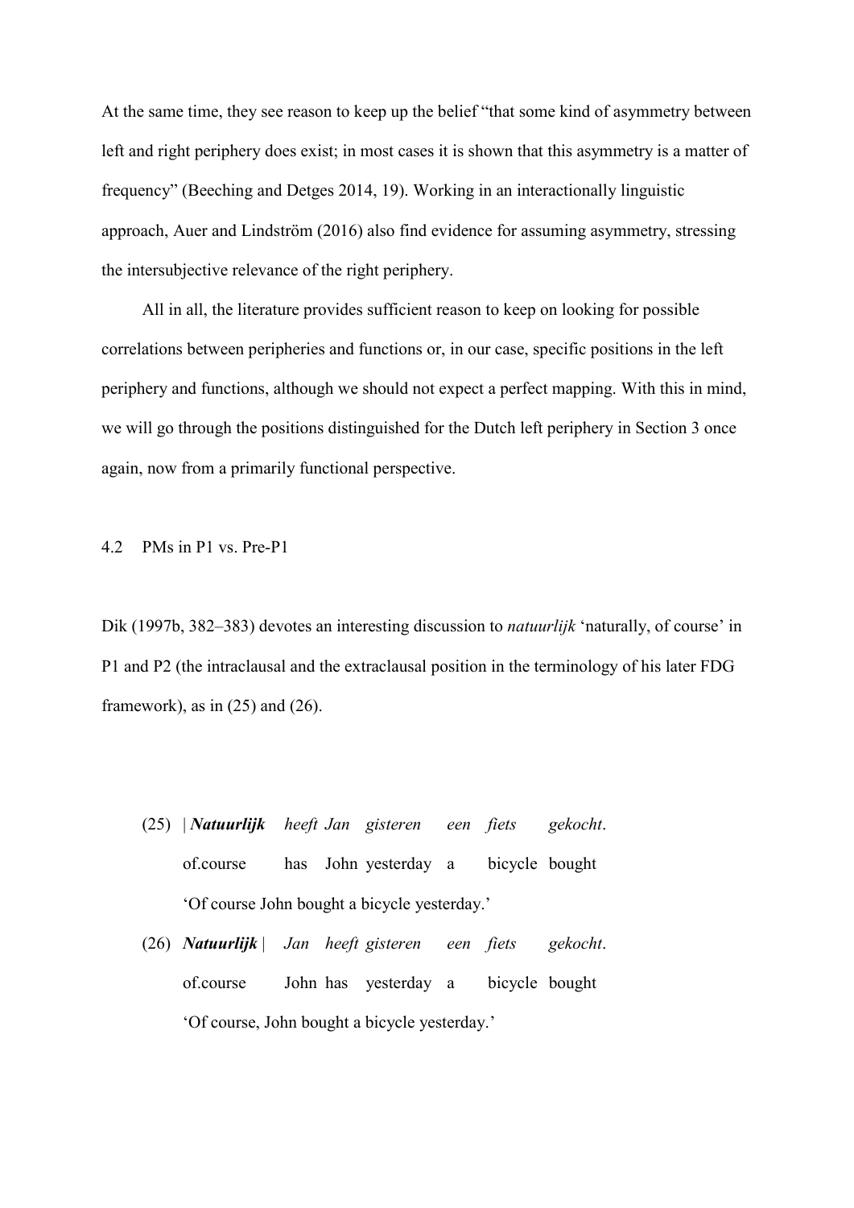At the same time, they see reason to keep up the belief "that some kind of asymmetry between left and right periphery does exist; in most cases it is shown that this asymmetry is a matter of frequency" (Beeching and Detges 2014, 19). Working in an interactionally linguistic approach, Auer and Lindström (2016) also find evidence for assuming asymmetry, stressing the intersubjective relevance of the right periphery.

All in all, the literature provides sufficient reason to keep on looking for possible correlations between peripheries and functions or, in our case, specific positions in the left periphery and functions, although we should not expect a perfect mapping. With this in mind, we will go through the positions distinguished for the Dutch left periphery in Section 3 once again, now from a primarily functional perspective.

## 4.2 PMs in P1 vs. Pre-P1

Dik (1997b, 382–383) devotes an interesting discussion to *natuurlijk* 'naturally, of course' in P1 and P2 (the intraclausal and the extraclausal position in the terminology of his later FDG framework), as in (25) and (26).

(25) | ***Natuurlijk*** *heeft Jan gisteren een fiets gekocht*.
of.course has John yesterday a bicycle bought
'Of course John bought a bicycle yesterday.'

(26) ***Natuurlijk*** | *Jan heeft gisteren een fiets gekocht*.
of.course John has yesterday a bicycle bought
'Of course, John bought a bicycle yesterday.'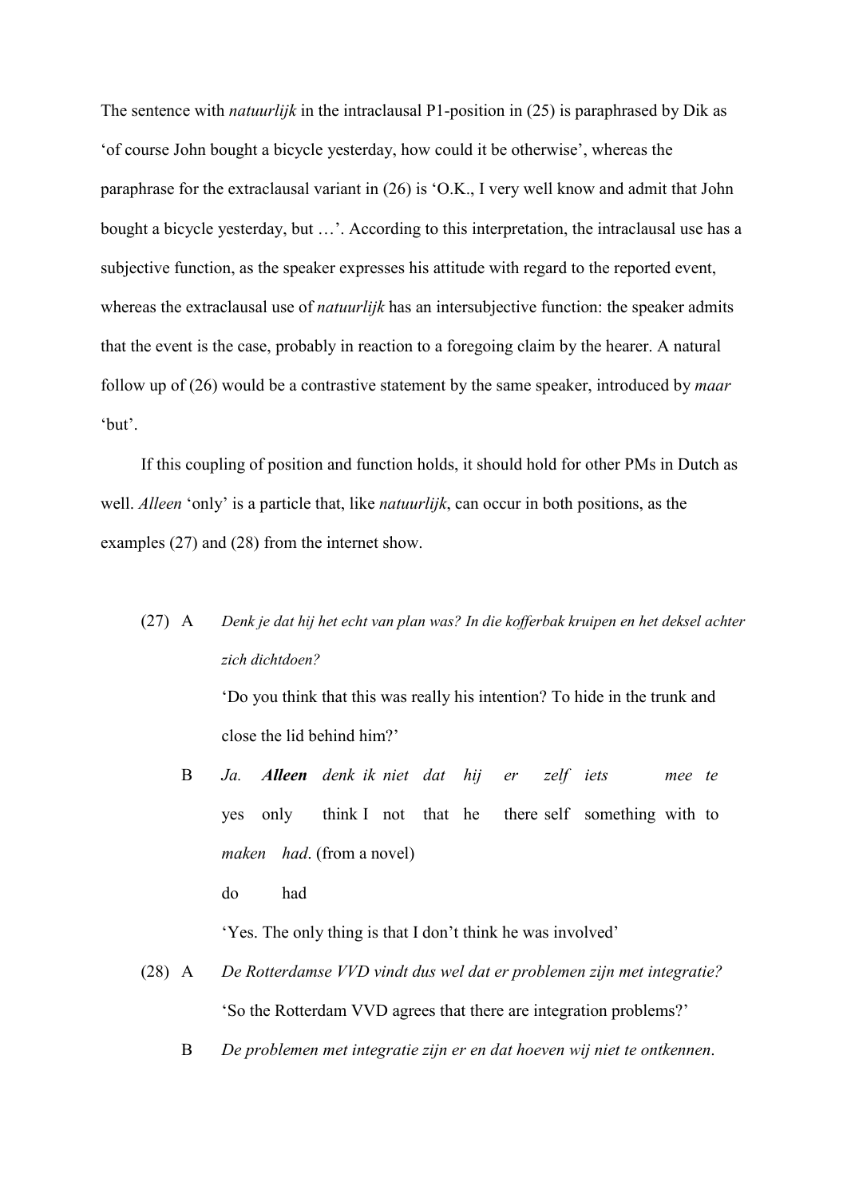The sentence with *natuurlijk* in the intraclausal P1-position in (25) is paraphrased by Dik as 'of course John bought a bicycle yesterday, how could it be otherwise', whereas the paraphrase for the extraclausal variant in (26) is 'O.K., I very well know and admit that John bought a bicycle yesterday, but …'. According to this interpretation, the intraclausal use has a subjective function, as the speaker expresses his attitude with regard to the reported event, whereas the extraclausal use of *natuurlijk* has an intersubjective function: the speaker admits that the event is the case, probably in reaction to a foregoing claim by the hearer. A natural follow up of (26) would be a contrastive statement by the same speaker, introduced by *maar* 'but'.

If this coupling of position and function holds, it should hold for other PMs in Dutch as well. *Alleen* 'only' is a particle that, like *natuurlijk*, can occur in both positions, as the examples (27) and (28) from the internet show.

(27) A *Denk je dat hij het echt van plan was? In die kofferbak kruipen en het deksel achter zich dichtdoen?*

'Do you think that this was really his intention? To hide in the trunk and close the lid behind him?'

B *Ja. **Alleen** denk ik niet dat hij er zelf iets mee te maken had*. (from a novel)

yes only think I not that he there self something with to do had

'Yes. The only thing is that I don't think he was involved'

(28) A *De Rotterdamse VVD vindt dus wel dat er problemen zijn met integratie?*

'So the Rotterdam VVD agrees that there are integration problems?'

B *De problemen met integratie zijn er en dat hoeven wij niet te ontkennen*.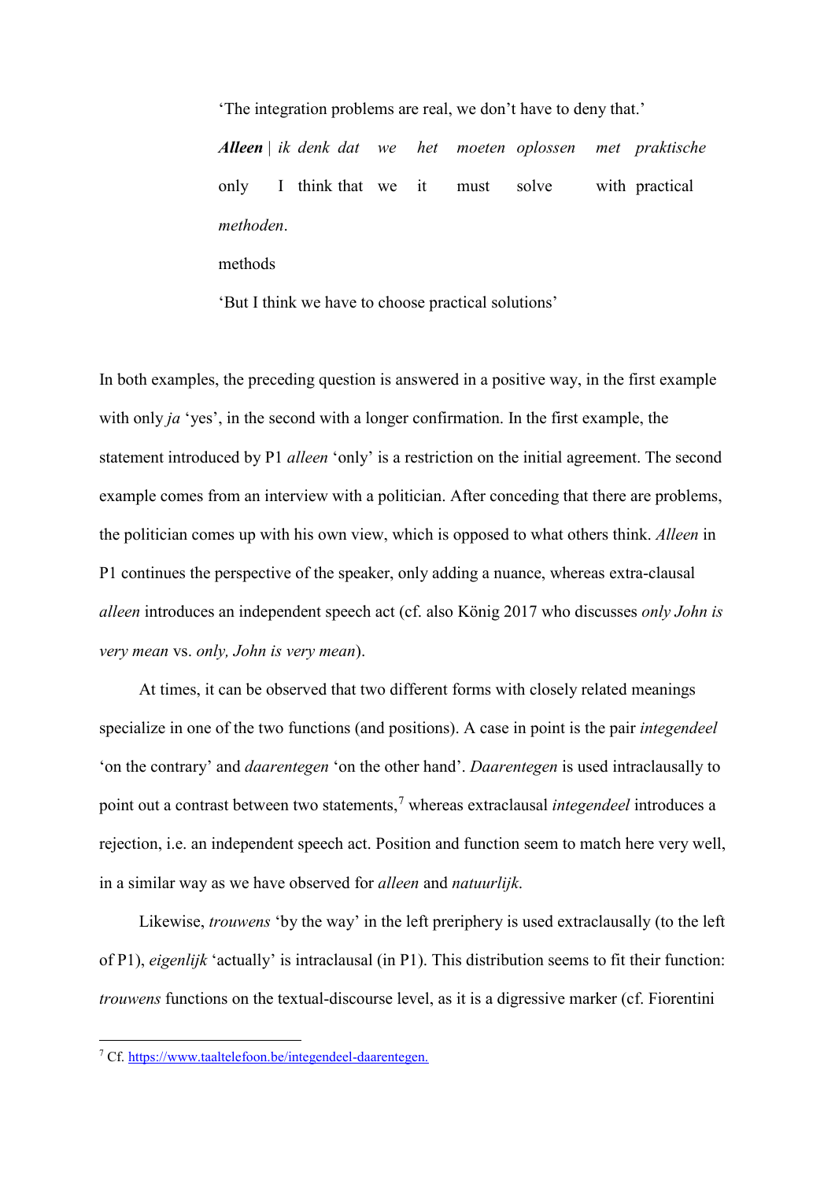‘The integration problems are real, we don’t have to deny that.’

***Alleen*** | *ik denk dat we het moeten oplossen met praktische methoden*.
only I think that we it must solve with practical methods

‘But I think we have to choose practical solutions’

In both examples, the preceding question is answered in a positive way, in the first example with only *ja* ‘yes’, in the second with a longer confirmation. In the first example, the statement introduced by P1 *alleen* ‘only’ is a restriction on the initial agreement. The second example comes from an interview with a politician. After conceding that there are problems, the politician comes up with his own view, which is opposed to what others think. *Alleen* in P1 continues the perspective of the speaker, only adding a nuance, whereas extra-clausal *alleen* introduces an independent speech act (cf. also König 2017 who discusses *only John is very mean* vs. *only, John is very mean*).

At times, it can be observed that two different forms with closely related meanings specialize in one of the two functions (and positions). A case in point is the pair *integendeel* ‘on the contrary’ and *daarentegen* ‘on the other hand’. *Daarentegen* is used intraclausally to point out a contrast between two statements,[7] whereas extraclausal *integendeel* introduces a rejection, i.e. an independent speech act. Position and function seem to match here very well, in a similar way as we have observed for *alleen* and *natuurlijk*.

Likewise, *trouwens* ‘by the way’ in the left preperiphery is used extraclausally (to the left of P1), *eigenlijk* ‘actually’ is intraclausal (in P1). This distribution seems to fit their function: *trouwens* functions on the textual-discourse level, as it is a digressive marker (cf. Fiorentini

[7] Cf. https://www.taaltelefoon.be/integendeel-daarentegen.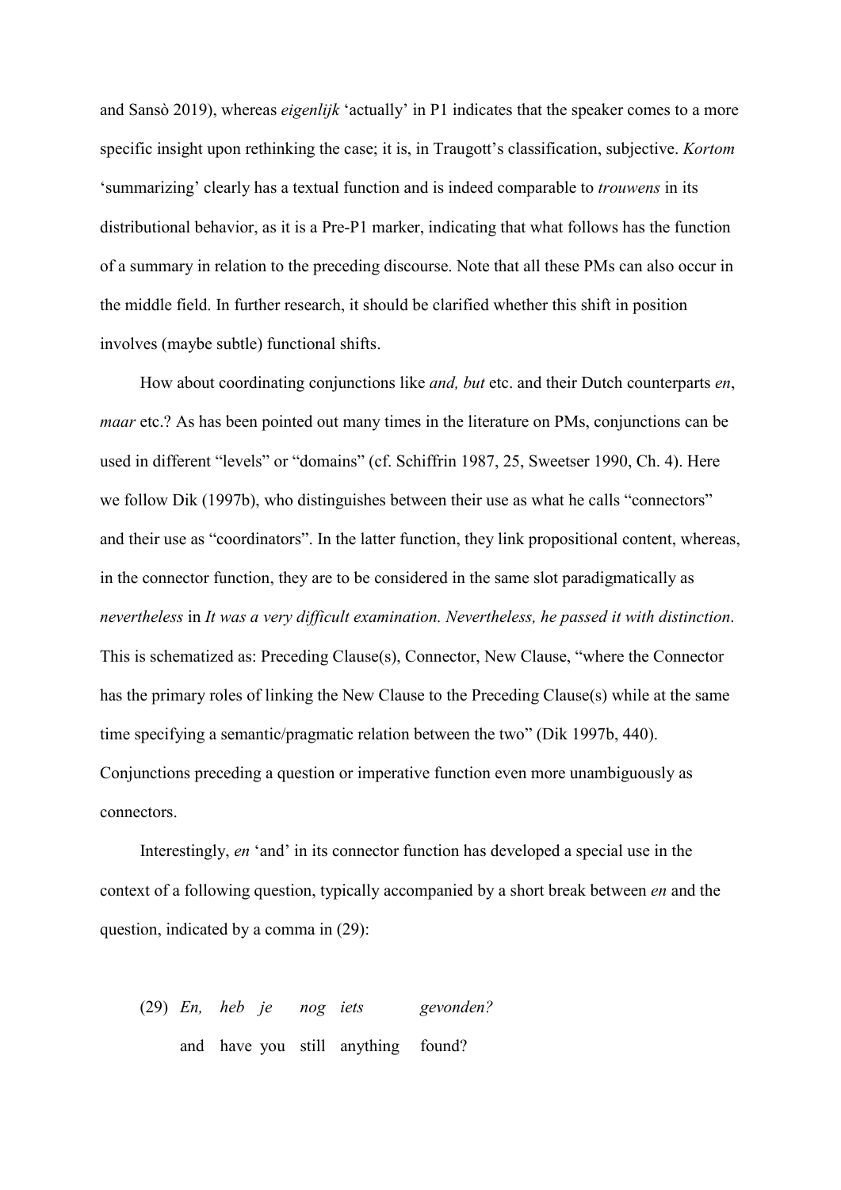and Sansò 2019), whereas *eigenlijk* 'actually' in P1 indicates that the speaker comes to a more specific insight upon rethinking the case; it is, in Traugott's classification, subjective. *Kortom* 'summarizing' clearly has a textual function and is indeed comparable to *trouwens* in its distributional behavior, as it is a Pre-P1 marker, indicating that what follows has the function of a summary in relation to the preceding discourse. Note that all these PMs can also occur in the middle field. In further research, it should be clarified whether this shift in position involves (maybe subtle) functional shifts.

How about coordinating conjunctions like *and, but* etc. and their Dutch counterparts *en*, *maar* etc.? As has been pointed out many times in the literature on PMs, conjunctions can be used in different "levels" or "domains" (cf. Schiffrin 1987, 25, Sweetser 1990, Ch. 4). Here we follow Dik (1997b), who distinguishes between their use as what he calls "connectors" and their use as "coordinators". In the latter function, they link propositional content, whereas, in the connector function, they are to be considered in the same slot paradigmatically as *nevertheless* in *It was a very difficult examination. Nevertheless, he passed it with distinction*. This is schematized as: Preceding Clause(s), Connector, New Clause, "where the Connector has the primary roles of linking the New Clause to the Preceding Clause(s) while at the same time specifying a semantic/pragmatic relation between the two" (Dik 1997b, 440). Conjunctions preceding a question or imperative function even more unambiguously as connectors.

Interestingly, *en* 'and' in its connector function has developed a special use in the context of a following question, typically accompanied by a short break between *en* and the question, indicated by a comma in (29):

(29) *En, heb je nog iets gevonden?*
  and have you still anything found?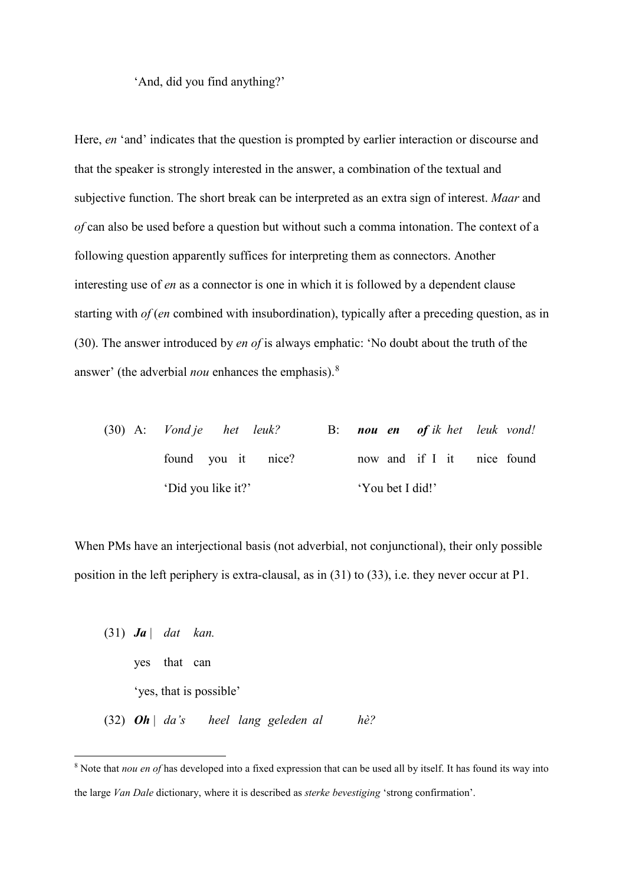'And, did you find anything?'

Here, *en* 'and' indicates that the question is prompted by earlier interaction or discourse and that the speaker is strongly interested in the answer, a combination of the textual and subjective function. The short break can be interpreted as an extra sign of interest. *Maar* and *of* can also be used before a question but without such a comma intonation. The context of a following question apparently suffices for interpreting them as connectors. Another interesting use of *en* as a connector is one in which it is followed by a dependent clause starting with *of* (*en* combined with insubordination), typically after a preceding question, as in (30). The answer introduced by *en of* is always emphatic: 'No doubt about the truth of the answer' (the adverbial *nou* enhances the emphasis).[8]

(30) A: *Vond je het leuk?* B: ***nou en of*** *ik het leuk vond!*
found you it nice? now and if I it nice found
'Did you like it?' 'You bet I did!'

When PMs have an interjectional basis (not adverbial, not conjunctional), their only possible position in the left periphery is extra-clausal, as in (31) to (33), i.e. they never occur at P1.

(31) ***Ja*** | *dat kan.*
yes that can
'yes, that is possible'

(32) ***Oh*** | *da's heel lang geleden al hè?*

[8] Note that *nou en of* has developed into a fixed expression that can be used all by itself. It has found its way into the large *Van Dale* dictionary, where it is described as *sterke bevestiging* 'strong confirmation'.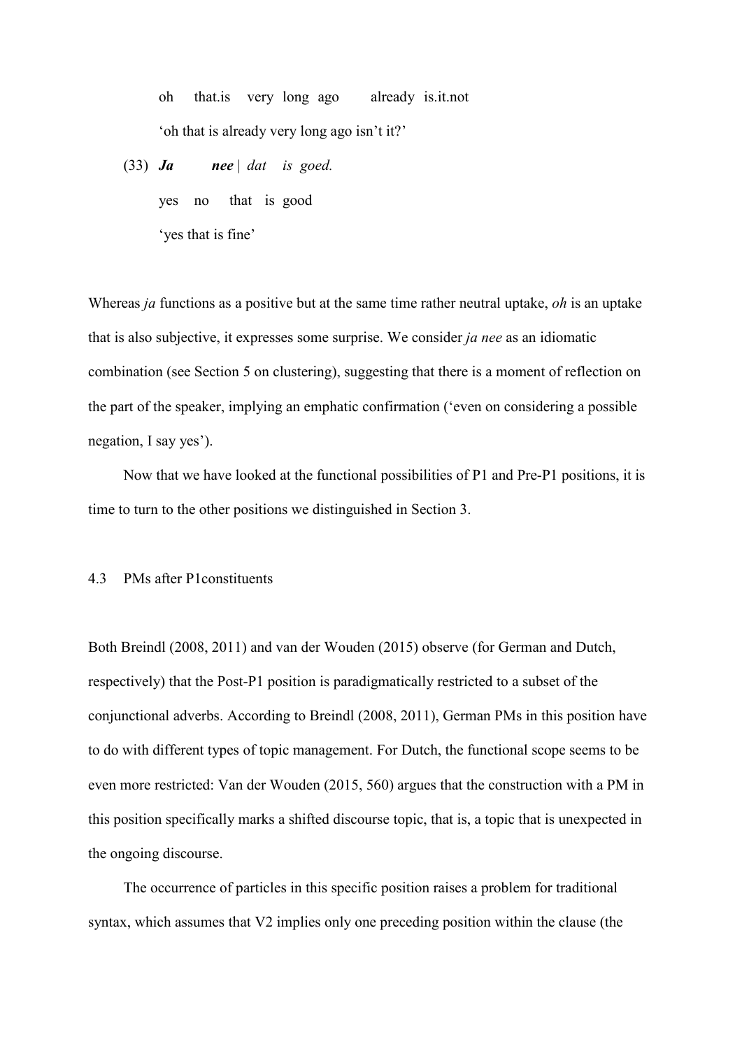oh that.is very long ago already is.it.not

'oh that is already very long ago isn't it?'

(33) ***Ja*** ***nee*** | *dat is goed.*

yes no that is good

'yes that is fine'

Whereas *ja* functions as a positive but at the same time rather neutral uptake, *oh* is an uptake that is also subjective, it expresses some surprise. We consider *ja nee* as an idiomatic combination (see Section 5 on clustering), suggesting that there is a moment of reflection on the part of the speaker, implying an emphatic confirmation ('even on considering a possible negation, I say yes').

Now that we have looked at the functional possibilities of P1 and Pre-P1 positions, it is time to turn to the other positions we distinguished in Section 3.

### 4.3 PMs after P1constituents

Both Breindl (2008, 2011) and van der Wouden (2015) observe (for German and Dutch, respectively) that the Post-P1 position is paradigmatically restricted to a subset of the conjunctional adverbs. According to Breindl (2008, 2011), German PMs in this position have to do with different types of topic management. For Dutch, the functional scope seems to be even more restricted: Van der Wouden (2015, 560) argues that the construction with a PM in this position specifically marks a shifted discourse topic, that is, a topic that is unexpected in the ongoing discourse.

The occurrence of particles in this specific position raises a problem for traditional syntax, which assumes that V2 implies only one preceding position within the clause (the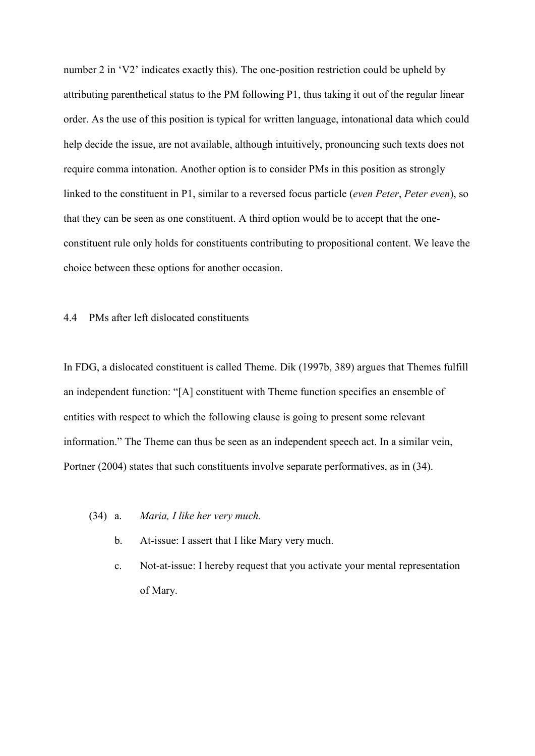number 2 in ‘V2’ indicates exactly this). The one-position restriction could be upheld by attributing parenthetical status to the PM following P1, thus taking it out of the regular linear order. As the use of this position is typical for written language, intonational data which could help decide the issue, are not available, although intuitively, pronouncing such texts does not require comma intonation. Another option is to consider PMs in this position as strongly linked to the constituent in P1, similar to a reversed focus particle (*even Peter*, *Peter even*), so that they can be seen as one constituent. A third option would be to accept that the one-constituent rule only holds for constituents contributing to propositional content. We leave the choice between these options for another occasion.

### 4.4 PMs after left dislocated constituents

In FDG, a dislocated constituent is called Theme. Dik (1997b, 389) argues that Themes fulfill an independent function: “[A] constituent with Theme function specifies an ensemble of entities with respect to which the following clause is going to present some relevant information.” The Theme can thus be seen as an independent speech act. In a similar vein, Portner (2004) states that such constituents involve separate performatives, as in (34).

(34) a. *Maria, I like her very much.*

b. At-issue: I assert that I like Mary very much.

c. Not-at-issue: I hereby request that you activate your mental representation of Mary.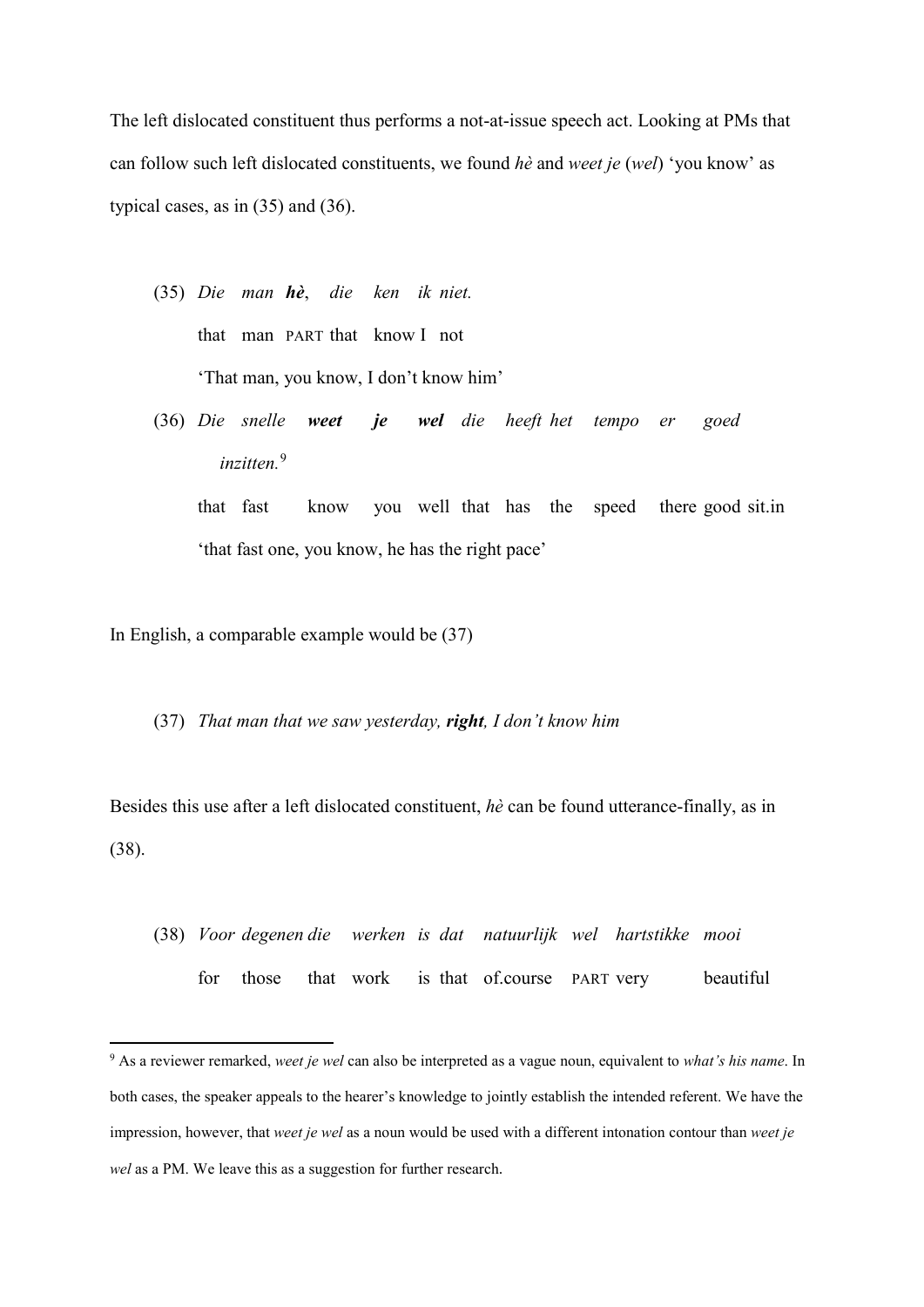The left dislocated constituent thus performs a not-at-issue speech act. Looking at PMs that can follow such left dislocated constituents, we found *hè* and *weet je* (*wel*) 'you know' as typical cases, as in (35) and (36).

(35) *Die man **hè**, die ken ik niet.*
that man PART that know I not
'That man, you know, I don't know him'

(36) *Die snelle **weet je wel** die heeft het tempo er goed inzitten.*[9]
that fast know you well that has the speed there good sit.in
'that fast one, you know, he has the right pace'

In English, a comparable example would be (37)

(37) *That man that we saw yesterday, **right**, I don't know him*

Besides this use after a left dislocated constituent, *hè* can be found utterance-finally, as in (38).

(38) *Voor degenen die werken is dat natuurlijk wel hartstikke mooi*
for those that work is that of.course PART very beautiful

---

[9] As a reviewer remarked, *weet je wel* can also be interpreted as a vague noun, equivalent to *what's his name*. In both cases, the speaker appeals to the hearer's knowledge to jointly establish the intended referent. We have the impression, however, that *weet je wel* as a noun would be used with a different intonation contour than *weet je wel* as a PM. We leave this as a suggestion for further research.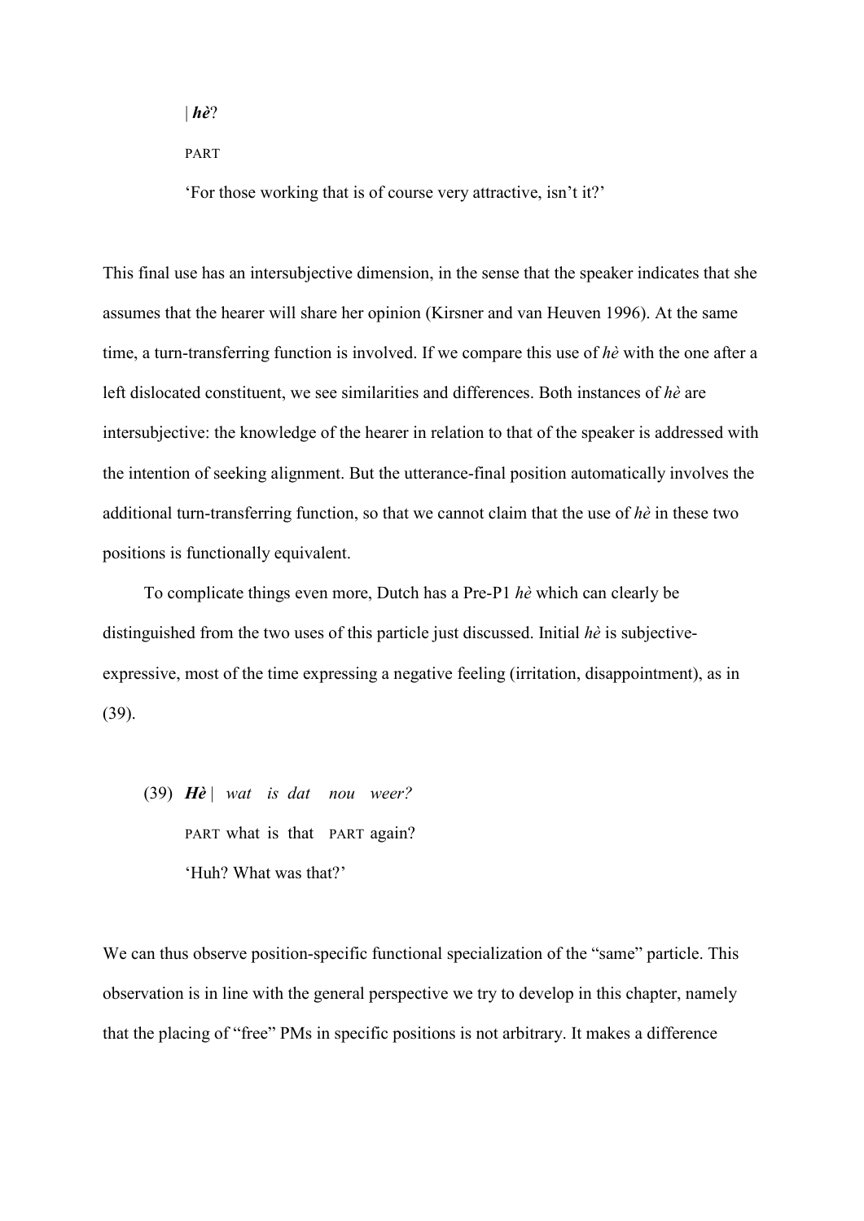| ***hè***?

PART

'For those working that is of course very attractive, isn't it?'

This final use has an intersubjective dimension, in the sense that the speaker indicates that she assumes that the hearer will share her opinion (Kirsner and van Heuven 1996). At the same time, a turn-transferring function is involved. If we compare this use of *hè* with the one after a left dislocated constituent, we see similarities and differences. Both instances of *hè* are intersubjective: the knowledge of the hearer in relation to that of the speaker is addressed with the intention of seeking alignment. But the utterance-final position automatically involves the additional turn-transferring function, so that we cannot claim that the use of *hè* in these two positions is functionally equivalent.

To complicate things even more, Dutch has a Pre-P1 *hè* which can clearly be distinguished from the two uses of this particle just discussed. Initial *hè* is subjective-expressive, most of the time expressing a negative feeling (irritation, disappointment), as in (39).

(39) ***Hè*** | *wat is dat nou weer?*

PART what is that PART again?

'Huh? What was that?'

We can thus observe position-specific functional specialization of the "same" particle. This observation is in line with the general perspective we try to develop in this chapter, namely that the placing of "free" PMs in specific positions is not arbitrary. It makes a difference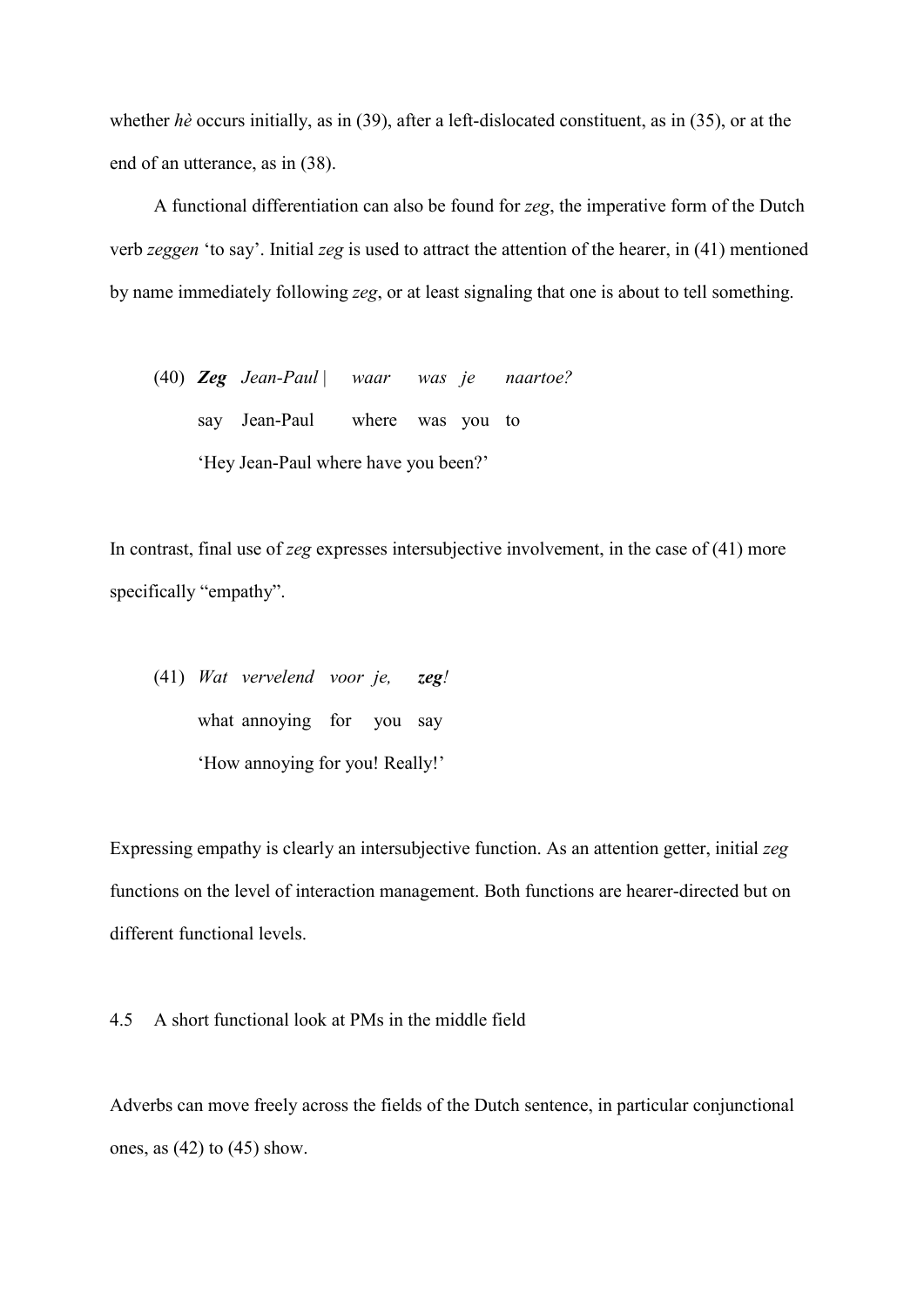whether *hè* occurs initially, as in (39), after a left-dislocated constituent, as in (35), or at the end of an utterance, as in (38).

A functional differentiation can also be found for *zeg*, the imperative form of the Dutch verb *zeggen* 'to say'. Initial *zeg* is used to attract the attention of the hearer, in (41) mentioned by name immediately following *zeg*, or at least signaling that one is about to tell something.

(40) ***Zeg*** *Jean-Paul* | *waar was je naartoe?*
say Jean-Paul where was you to
'Hey Jean-Paul where have you been?'

In contrast, final use of *zeg* expresses intersubjective involvement, in the case of (41) more specifically "empathy".

(41) *Wat vervelend voor je,* ***zeg****!*
what annoying for you say
'How annoying for you! Really!'

Expressing empathy is clearly an intersubjective function. As an attention getter, initial *zeg* functions on the level of interaction management. Both functions are hearer-directed but on different functional levels.

### 4.5 A short functional look at PMs in the middle field

Adverbs can move freely across the fields of the Dutch sentence, in particular conjunctional ones, as (42) to (45) show.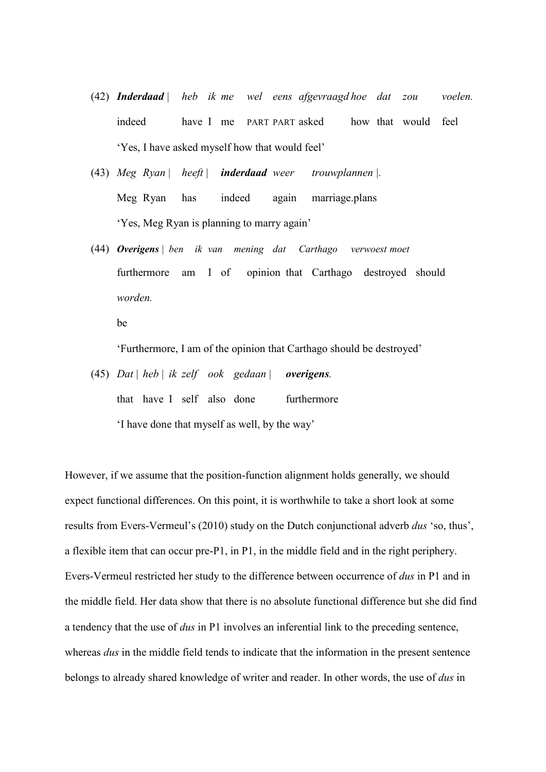(42) ***Inderdaad*** | *heb ik me wel eens afgevraagd hoe dat zou voelen.*

indeed have I me PART PART asked how that would feel

'Yes, I have asked myself how that would feel'

(43) *Meg Ryan* | *heeft* | ***inderdaad*** *weer trouwplannen* |.

Meg Ryan has indeed again marriage.plans

'Yes, Meg Ryan is planning to marry again'

(44) ***Overigens*** | *ben ik van mening dat Carthago verwoest moet worden.*

furthermore am I of opinion that Carthago destroyed should be

'Furthermore, I am of the opinion that Carthago should be destroyed'

(45) *Dat* | *heb* | *ik zelf ook gedaan* | ***overigens****.*

that have I self also done furthermore

'I have done that myself as well, by the way'

However, if we assume that the position-function alignment holds generally, we should expect functional differences. On this point, it is worthwhile to take a short look at some results from Evers-Vermeul's (2010) study on the Dutch conjunctional adverb *dus* 'so, thus', a flexible item that can occur pre-P1, in P1, in the middle field and in the right periphery. Evers-Vermeul restricted her study to the difference between occurrence of *dus* in P1 and in the middle field. Her data show that there is no absolute functional difference but she did find a tendency that the use of *dus* in P1 involves an inferential link to the preceding sentence, whereas *dus* in the middle field tends to indicate that the information in the present sentence belongs to already shared knowledge of writer and reader. In other words, the use of *dus* in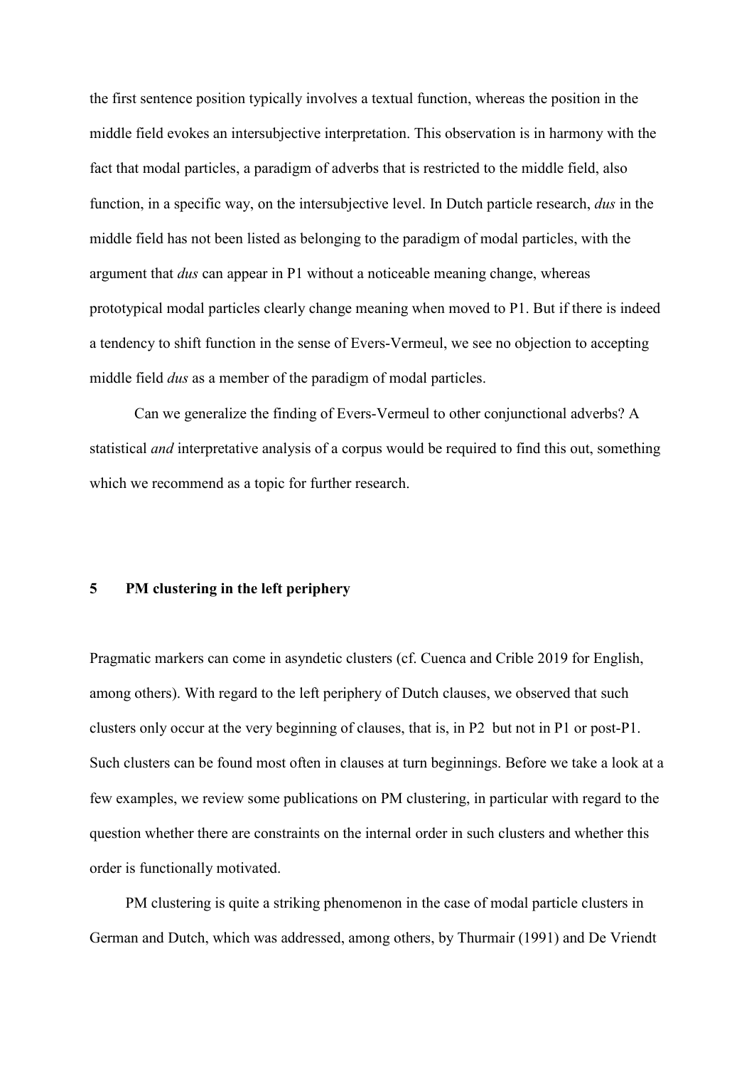the first sentence position typically involves a textual function, whereas the position in the middle field evokes an intersubjective interpretation. This observation is in harmony with the fact that modal particles, a paradigm of adverbs that is restricted to the middle field, also function, in a specific way, on the intersubjective level. In Dutch particle research, *dus* in the middle field has not been listed as belonging to the paradigm of modal particles, with the argument that *dus* can appear in P1 without a noticeable meaning change, whereas prototypical modal particles clearly change meaning when moved to P1. But if there is indeed a tendency to shift function in the sense of Evers-Vermeul, we see no objection to accepting middle field *dus* as a member of the paradigm of modal particles.

Can we generalize the finding of Evers-Vermeul to other conjunctional adverbs? A statistical *and* interpretative analysis of a corpus would be required to find this out, something which we recommend as a topic for further research.

## 5 PM clustering in the left periphery

Pragmatic markers can come in asyndetic clusters (cf. Cuenca and Crible 2019 for English, among others). With regard to the left periphery of Dutch clauses, we observed that such clusters only occur at the very beginning of clauses, that is, in P2 but not in P1 or post-P1. Such clusters can be found most often in clauses at turn beginnings. Before we take a look at a few examples, we review some publications on PM clustering, in particular with regard to the question whether there are constraints on the internal order in such clusters and whether this order is functionally motivated.

PM clustering is quite a striking phenomenon in the case of modal particle clusters in German and Dutch, which was addressed, among others, by Thurmair (1991) and De Vriendt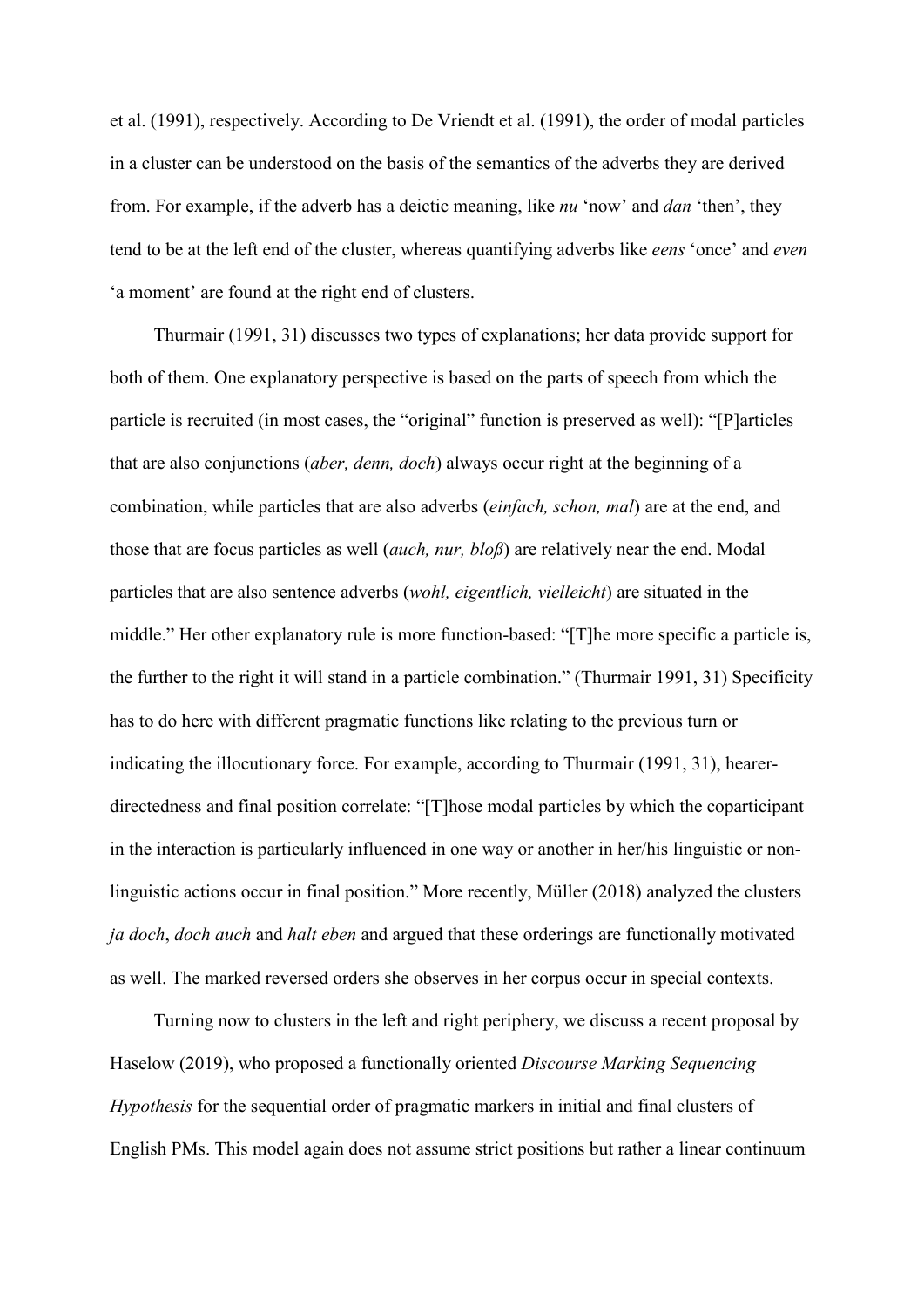et al. (1991), respectively. According to De Vriendt et al. (1991), the order of modal particles in a cluster can be understood on the basis of the semantics of the adverbs they are derived from. For example, if the adverb has a deictic meaning, like *nu* 'now' and *dan* 'then', they tend to be at the left end of the cluster, whereas quantifying adverbs like *eens* 'once' and *even* 'a moment' are found at the right end of clusters.

Thurmair (1991, 31) discusses two types of explanations; her data provide support for both of them. One explanatory perspective is based on the parts of speech from which the particle is recruited (in most cases, the "original" function is preserved as well): "[P]articles that are also conjunctions (*aber, denn, doch*) always occur right at the beginning of a combination, while particles that are also adverbs (*einfach, schon, mal*) are at the end, and those that are focus particles as well (*auch, nur, bloß*) are relatively near the end. Modal particles that are also sentence adverbs (*wohl, eigentlich, vielleicht*) are situated in the middle." Her other explanatory rule is more function-based: "[T]he more specific a particle is, the further to the right it will stand in a particle combination." (Thurmair 1991, 31) Specificity has to do here with different pragmatic functions like relating to the previous turn or indicating the illocutionary force. For example, according to Thurmair (1991, 31), hearer-directedness and final position correlate: "[T]hose modal particles by which the coparticipant in the interaction is particularly influenced in one way or another in her/his linguistic or non-linguistic actions occur in final position." More recently, Müller (2018) analyzed the clusters *ja doch*, *doch auch* and *halt eben* and argued that these orderings are functionally motivated as well. The marked reversed orders she observes in her corpus occur in special contexts.

Turning now to clusters in the left and right periphery, we discuss a recent proposal by Haselow (2019), who proposed a functionally oriented *Discourse Marking Sequencing Hypothesis* for the sequential order of pragmatic markers in initial and final clusters of English PMs. This model again does not assume strict positions but rather a linear continuum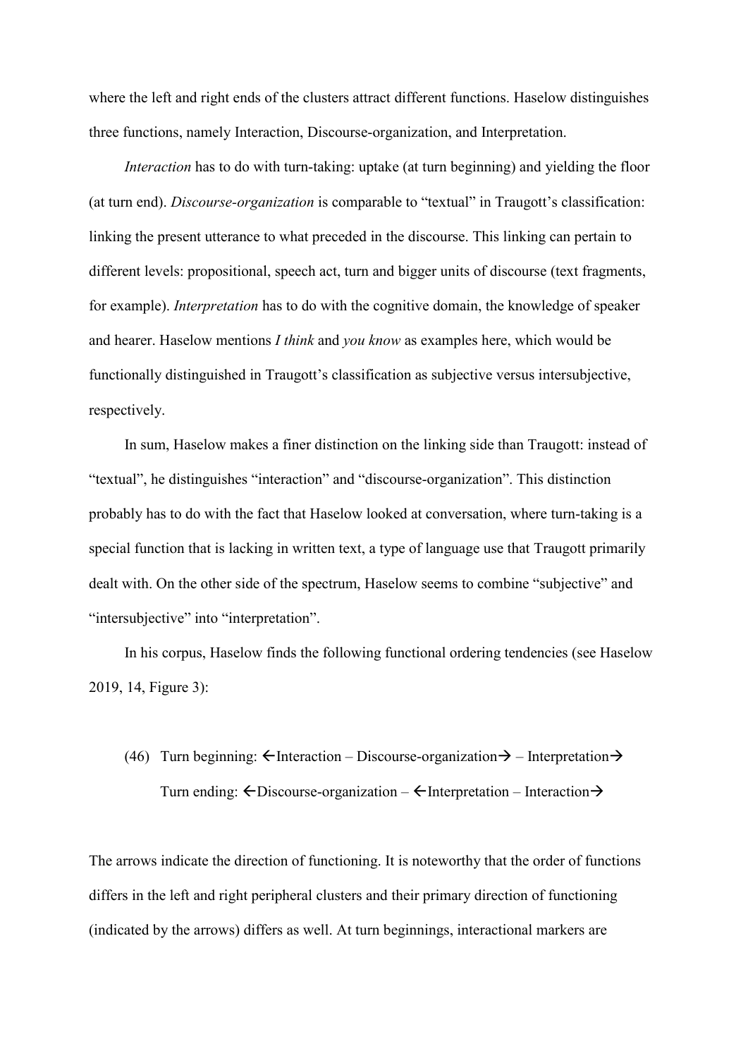where the left and right ends of the clusters attract different functions. Haselow distinguishes three functions, namely Interaction, Discourse-organization, and Interpretation.

*Interaction* has to do with turn-taking: uptake (at turn beginning) and yielding the floor (at turn end). *Discourse-organization* is comparable to "textual" in Traugott's classification: linking the present utterance to what preceded in the discourse. This linking can pertain to different levels: propositional, speech act, turn and bigger units of discourse (text fragments, for example). *Interpretation* has to do with the cognitive domain, the knowledge of speaker and hearer. Haselow mentions *I think* and *you know* as examples here, which would be functionally distinguished in Traugott's classification as subjective versus intersubjective, respectively.

In sum, Haselow makes a finer distinction on the linking side than Traugott: instead of "textual", he distinguishes "interaction" and "discourse-organization". This distinction probably has to do with the fact that Haselow looked at conversation, where turn-taking is a special function that is lacking in written text, a type of language use that Traugott primarily dealt with. On the other side of the spectrum, Haselow seems to combine "subjective" and "intersubjective" into "interpretation".

In his corpus, Haselow finds the following functional ordering tendencies (see Haselow 2019, 14, Figure 3):

(46) Turn beginning: ←Interaction – Discourse-organization→ – Interpretation→
Turn ending: ←Discourse-organization – ←Interpretation – Interaction→

The arrows indicate the direction of functioning. It is noteworthy that the order of functions differs in the left and right peripheral clusters and their primary direction of functioning (indicated by the arrows) differs as well. At turn beginnings, interactional markers are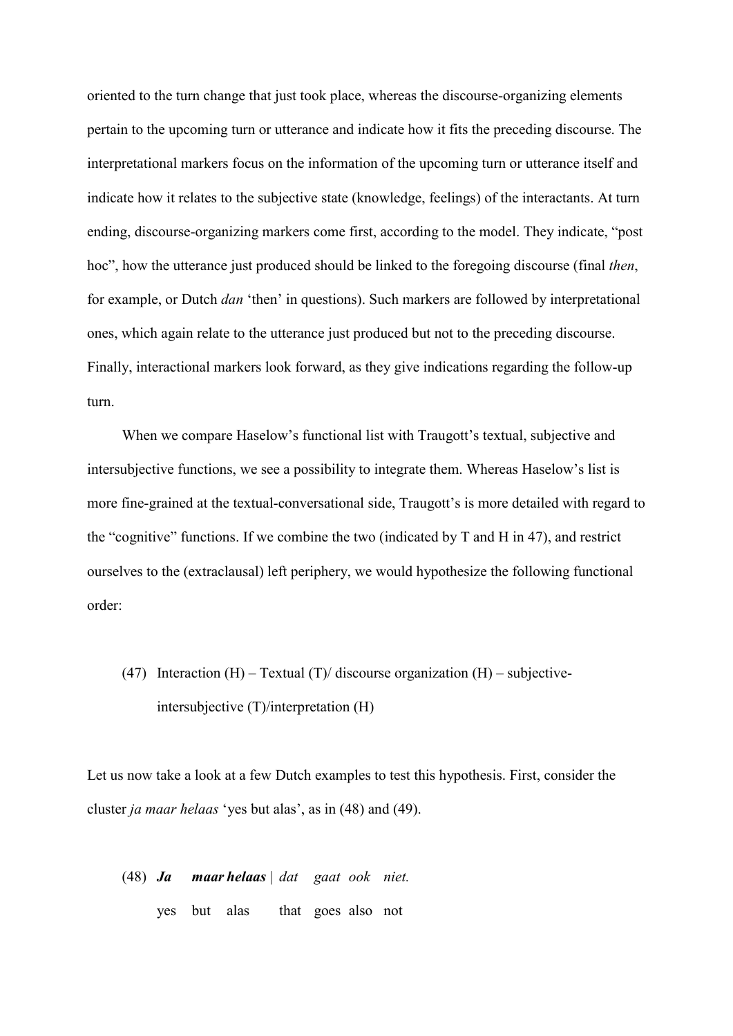oriented to the turn change that just took place, whereas the discourse-organizing elements pertain to the upcoming turn or utterance and indicate how it fits the preceding discourse. The interpretational markers focus on the information of the upcoming turn or utterance itself and indicate how it relates to the subjective state (knowledge, feelings) of the interactants. At turn ending, discourse-organizing markers come first, according to the model. They indicate, “post hoc”, how the utterance just produced should be linked to the foregoing discourse (final *then*, for example, or Dutch *dan* ‘then’ in questions). Such markers are followed by interpretational ones, which again relate to the utterance just produced but not to the preceding discourse. Finally, interactional markers look forward, as they give indications regarding the follow-up turn.

When we compare Haselow’s functional list with Traugott’s textual, subjective and intersubjective functions, we see a possibility to integrate them. Whereas Haselow’s list is more fine-grained at the textual-conversational side, Traugott’s is more detailed with regard to the “cognitive” functions. If we combine the two (indicated by T and H in 47), and restrict ourselves to the (extraclausal) left periphery, we would hypothesize the following functional order:

(47) Interaction (H) – Textual (T)/ discourse organization (H) – subjective-intersubjective (T)/interpretation (H)

Let us now take a look at a few Dutch examples to test this hypothesis. First, consider the cluster *ja maar helaas* ‘yes but alas’, as in (48) and (49).

(48) ***Ja maar helaas*** | *dat gaat ook niet.*
yes but alas that goes also not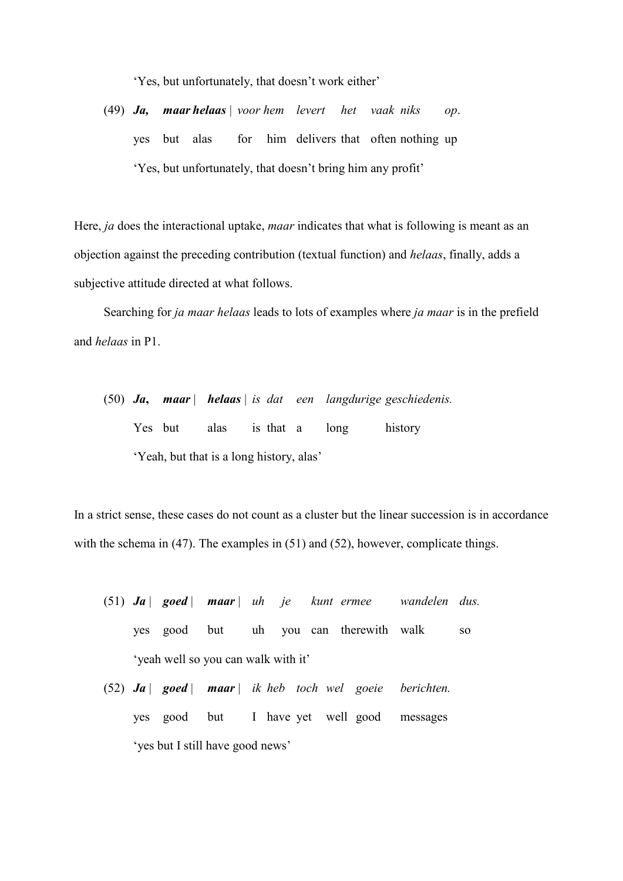'Yes, but unfortunately, that doesn't work either'

(49) ***Ja, maar helaas*** | *voor hem levert het vaak niks op*.
yes but alas for him delivers that often nothing up
'Yes, but unfortunately, that doesn't bring him any profit'

Here, *ja* does the interactional uptake, *maar* indicates that what is following is meant as an objection against the preceding contribution (textual function) and *helaas*, finally, adds a subjective attitude directed at what follows.

Searching for *ja maar helaas* leads to lots of examples where *ja maar* is in the prefield and *helaas* in P1.

(50) ***Ja, maar*** | ***helaas*** | *is dat een langdurige geschiedenis.*
Yes but alas is that a long history
'Yeah, but that is a long history, alas'

In a strict sense, these cases do not count as a cluster but the linear succession is in accordance with the schema in (47). The examples in (51) and (52), however, complicate things.

(51) ***Ja*** | ***goed*** | ***maar*** | *uh je kunt ermee wandelen dus.*
yes good but uh you can therewith walk so
'yeah well so you can walk with it'

(52) ***Ja*** | ***goed*** | ***maar*** | *ik heb toch wel goeie berichten.*
yes good but I have yet well good messages
'yes but I still have good news'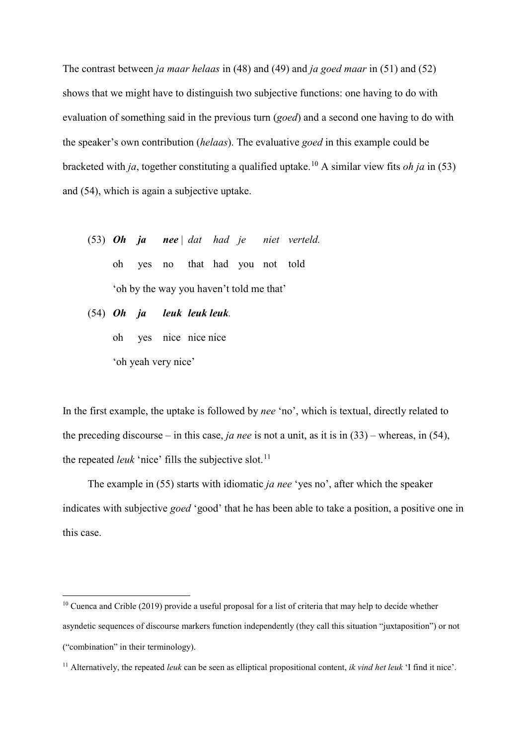The contrast between *ja maar helaas* in (48) and (49) and *ja goed maar* in (51) and (52) shows that we might have to distinguish two subjective functions: one having to do with evaluation of something said in the previous turn (*goed*) and a second one having to do with the speaker's own contribution (*helaas*). The evaluative *goed* in this example could be bracketed with *ja*, together constituting a qualified uptake.[10] A similar view fits *oh ja* in (53) and (54), which is again a subjective uptake.

(53) ***Oh ja nee*** | *dat had je niet verteld.*
oh yes no that had you not told
'oh by the way you haven't told me that'

(54) ***Oh ja leuk leuk leuk***.
oh yes nice nice nice
'oh yeah very nice'

In the first example, the uptake is followed by *nee* 'no', which is textual, directly related to the preceding discourse – in this case, *ja nee* is not a unit, as it is in (33) – whereas, in (54), the repeated *leuk* 'nice' fills the subjective slot.[11]

The example in (55) starts with idiomatic *ja nee* 'yes no', after which the speaker indicates with subjective *goed* 'good' that he has been able to take a position, a positive one in this case.

---

[10] Cuenca and Crible (2019) provide a useful proposal for a list of criteria that may help to decide whether asyndetic sequences of discourse markers function independently (they call this situation "juxtaposition") or not ("combination" in their terminology).

[11] Alternatively, the repeated *leuk* can be seen as elliptical propositional content, *ik vind het leuk* 'I find it nice'.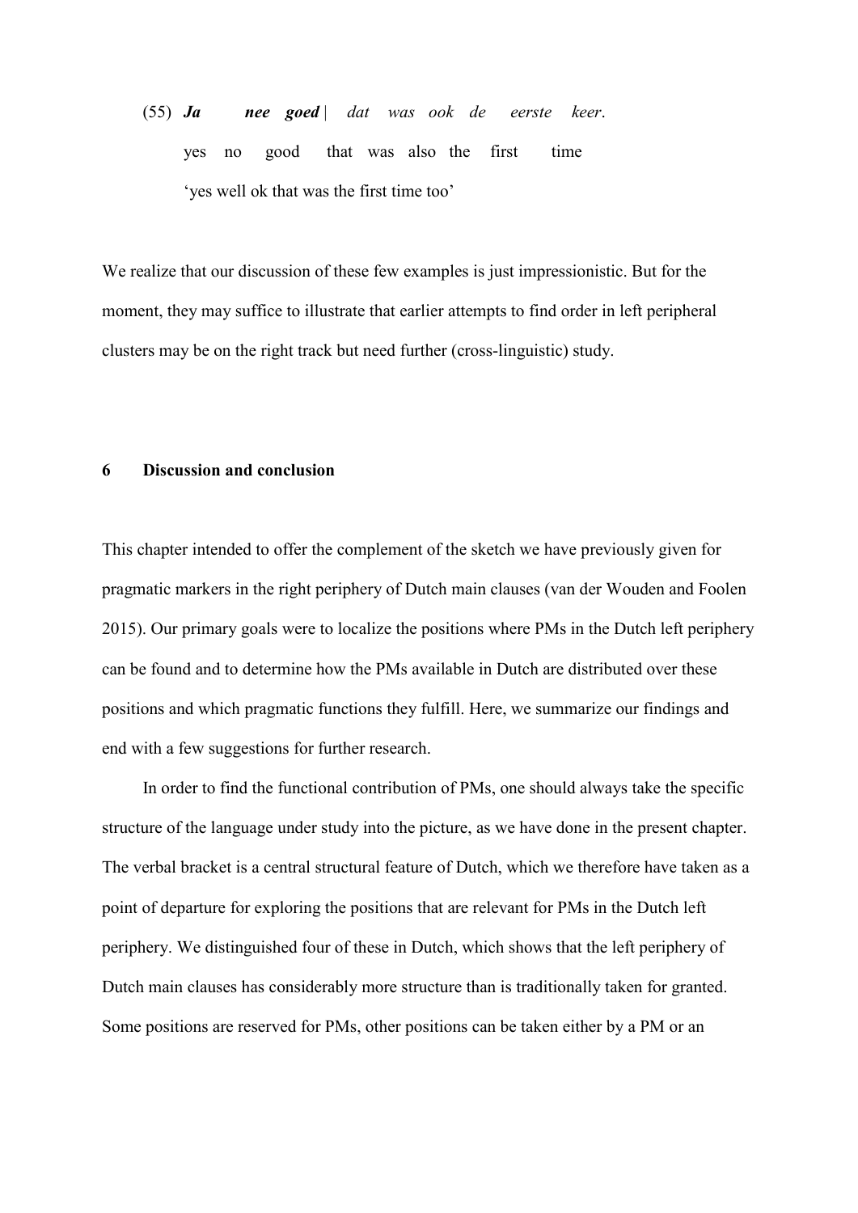(55) ***Ja nee goed*** | *dat was ook de eerste keer*.

yes no good that was also the first time

'yes well ok that was the first time too'

We realize that our discussion of these few examples is just impressionistic. But for the moment, they may suffice to illustrate that earlier attempts to find order in left peripheral clusters may be on the right track but need further (cross-linguistic) study.

## 6 Discussion and conclusion

This chapter intended to offer the complement of the sketch we have previously given for pragmatic markers in the right periphery of Dutch main clauses (van der Wouden and Foolen 2015). Our primary goals were to localize the positions where PMs in the Dutch left periphery can be found and to determine how the PMs available in Dutch are distributed over these positions and which pragmatic functions they fulfill. Here, we summarize our findings and end with a few suggestions for further research.

In order to find the functional contribution of PMs, one should always take the specific structure of the language under study into the picture, as we have done in the present chapter. The verbal bracket is a central structural feature of Dutch, which we therefore have taken as a point of departure for exploring the positions that are relevant for PMs in the Dutch left periphery. We distinguished four of these in Dutch, which shows that the left periphery of Dutch main clauses has considerably more structure than is traditionally taken for granted. Some positions are reserved for PMs, other positions can be taken either by a PM or an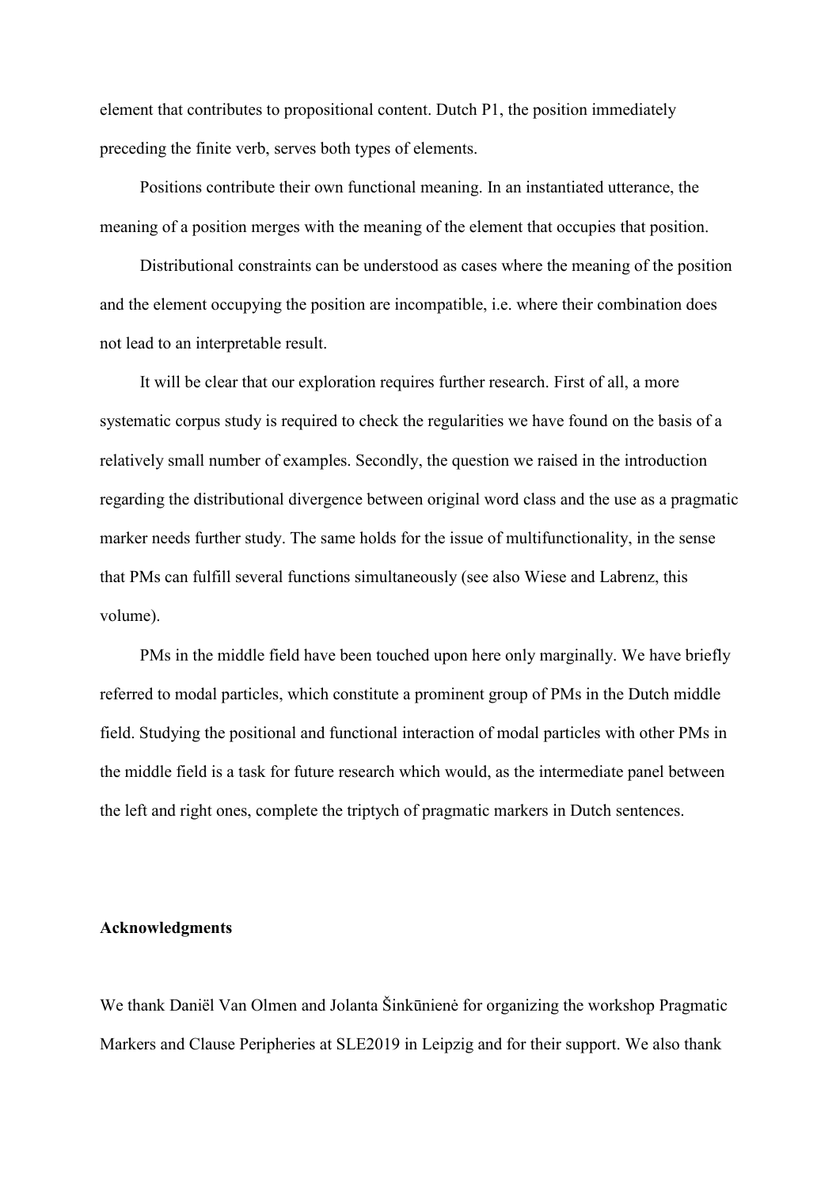element that contributes to propositional content. Dutch P1, the position immediately preceding the finite verb, serves both types of elements.

Positions contribute their own functional meaning. In an instantiated utterance, the meaning of a position merges with the meaning of the element that occupies that position.

Distributional constraints can be understood as cases where the meaning of the position and the element occupying the position are incompatible, i.e. where their combination does not lead to an interpretable result.

It will be clear that our exploration requires further research. First of all, a more systematic corpus study is required to check the regularities we have found on the basis of a relatively small number of examples. Secondly, the question we raised in the introduction regarding the distributional divergence between original word class and the use as a pragmatic marker needs further study. The same holds for the issue of multifunctionality, in the sense that PMs can fulfill several functions simultaneously (see also Wiese and Labrenz, this volume).

PMs in the middle field have been touched upon here only marginally. We have briefly referred to modal particles, which constitute a prominent group of PMs in the Dutch middle field. Studying the positional and functional interaction of modal particles with other PMs in the middle field is a task for future research which would, as the intermediate panel between the left and right ones, complete the triptych of pragmatic markers in Dutch sentences.

### Acknowledgments

We thank Daniël Van Olmen and Jolanta Šinkūnienė for organizing the workshop Pragmatic Markers and Clause Peripheries at SLE2019 in Leipzig and for their support. We also thank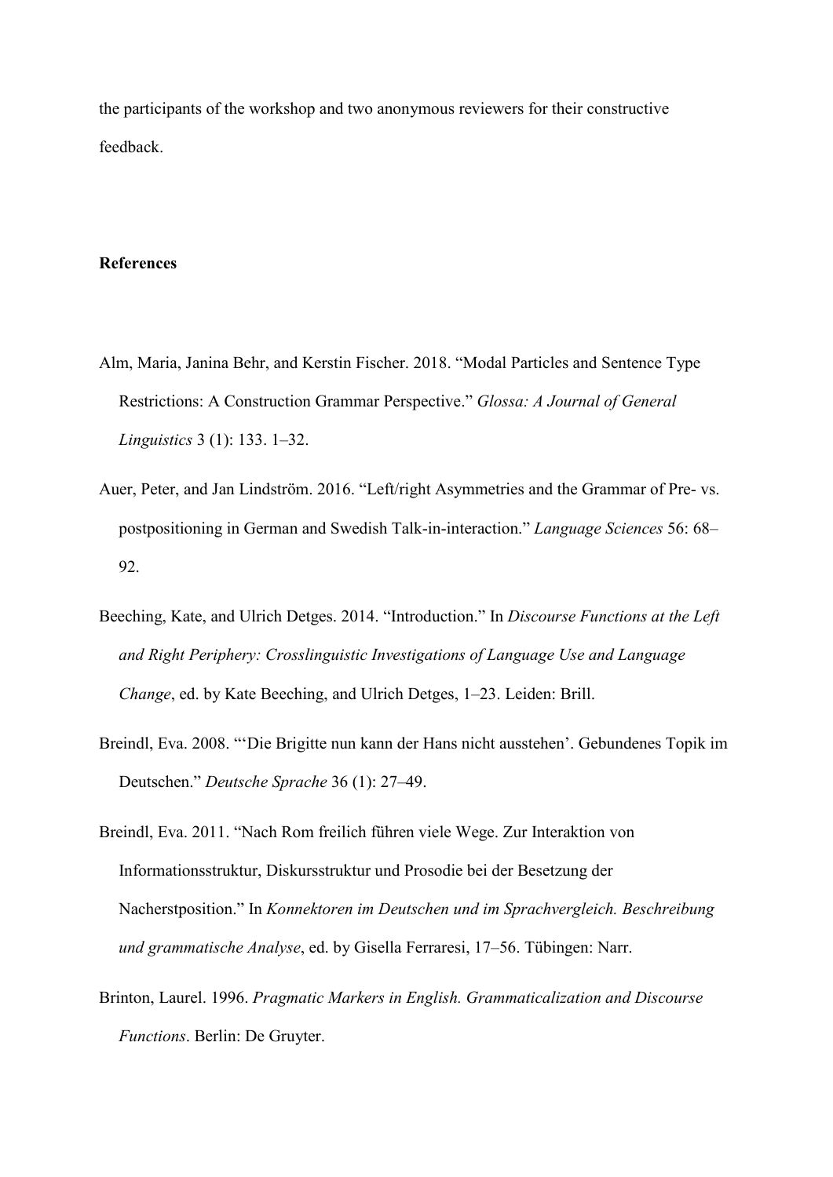the participants of the workshop and two anonymous reviewers for their constructive feedback.

**References**

Alm, Maria, Janina Behr, and Kerstin Fischer. 2018. "Modal Particles and Sentence Type Restrictions: A Construction Grammar Perspective." *Glossa: A Journal of General Linguistics* 3 (1): 133. 1–32.

Auer, Peter, and Jan Lindström. 2016. "Left/right Asymmetries and the Grammar of Pre- vs. postpositioning in German and Swedish Talk-in-interaction." *Language Sciences* 56: 68–92.

Beeching, Kate, and Ulrich Detges. 2014. "Introduction." In *Discourse Functions at the Left and Right Periphery: Crosslinguistic Investigations of Language Use and Language Change*, ed. by Kate Beeching, and Ulrich Detges, 1–23. Leiden: Brill.

Breindl, Eva. 2008. "'Die Brigitte nun kann der Hans nicht ausstehen'. Gebundenes Topik im Deutschen." *Deutsche Sprache* 36 (1): 27–49.

Breindl, Eva. 2011. "Nach Rom freilich führen viele Wege. Zur Interaktion von Informationsstruktur, Diskursstruktur und Prosodie bei der Besetzung der Nacherstposition." In *Konnektoren im Deutschen und im Sprachvergleich. Beschreibung und grammatische Analyse*, ed. by Gisella Ferraresi, 17–56. Tübingen: Narr.

Brinton, Laurel. 1996. *Pragmatic Markers in English. Grammaticalization and Discourse Functions*. Berlin: De Gruyter.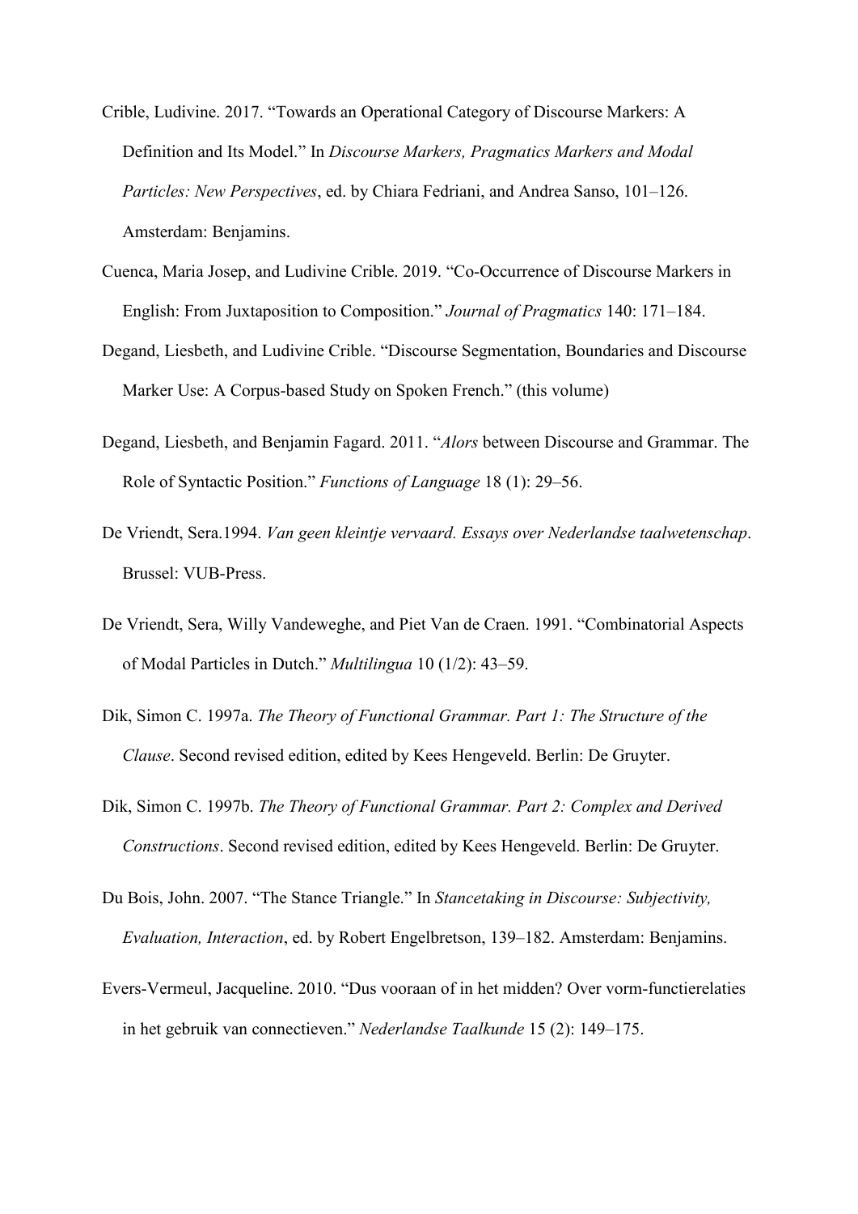Crible, Ludivine. 2017. "Towards an Operational Category of Discourse Markers: A Definition and Its Model." In *Discourse Markers, Pragmatics Markers and Modal Particles: New Perspectives*, ed. by Chiara Fedriani, and Andrea Sanso, 101–126. Amsterdam: Benjamins.

Cuenca, Maria Josep, and Ludivine Crible. 2019. "Co-Occurrence of Discourse Markers in English: From Juxtaposition to Composition." *Journal of Pragmatics* 140: 171–184.

Degand, Liesbeth, and Ludivine Crible. "Discourse Segmentation, Boundaries and Discourse Marker Use: A Corpus-based Study on Spoken French." (this volume)

Degand, Liesbeth, and Benjamin Fagard. 2011. "*Alors* between Discourse and Grammar. The Role of Syntactic Position." *Functions of Language* 18 (1): 29–56.

De Vriendt, Sera.1994. *Van geen kleintje vervaard. Essays over Nederlandse taalwetenschap*. Brussel: VUB-Press.

De Vriendt, Sera, Willy Vandeweghe, and Piet Van de Craen. 1991. "Combinatorial Aspects of Modal Particles in Dutch." *Multilingua* 10 (1/2): 43–59.

Dik, Simon C. 1997a. *The Theory of Functional Grammar. Part 1: The Structure of the Clause*. Second revised edition, edited by Kees Hengeveld. Berlin: De Gruyter.

Dik, Simon C. 1997b. *The Theory of Functional Grammar. Part 2: Complex and Derived Constructions*. Second revised edition, edited by Kees Hengeveld. Berlin: De Gruyter.

Du Bois, John. 2007. "The Stance Triangle." In *Stancetaking in Discourse: Subjectivity, Evaluation, Interaction*, ed. by Robert Engelbretson, 139–182. Amsterdam: Benjamins.

Evers-Vermeul, Jacqueline. 2010. "Dus vooraan of in het midden? Over vorm-functierelaties in het gebruik van connectieven." *Nederlandse Taalkunde* 15 (2): 149–175.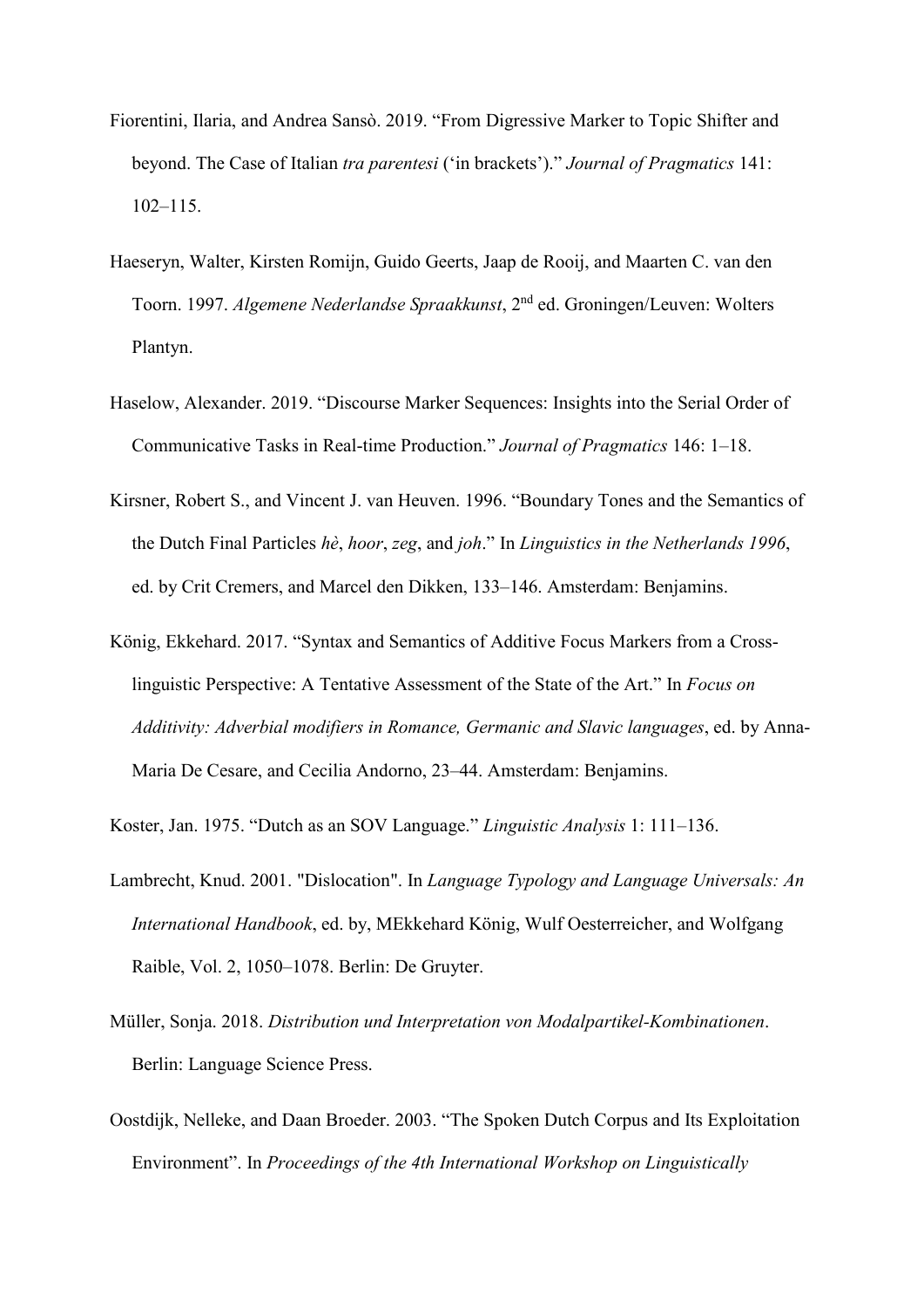Fiorentini, Ilaria, and Andrea Sansò. 2019. "From Digressive Marker to Topic Shifter and beyond. The Case of Italian *tra parentesi* ('in brackets')." *Journal of Pragmatics* 141: 102–115.

Haeseryn, Walter, Kirsten Romijn, Guido Geerts, Jaap de Rooij, and Maarten C. van den Toorn. 1997. *Algemene Nederlandse Spraakkunst*, 2nd ed. Groningen/Leuven: Wolters Plantyn.

Haselow, Alexander. 2019. "Discourse Marker Sequences: Insights into the Serial Order of Communicative Tasks in Real-time Production." *Journal of Pragmatics* 146: 1–18.

Kirsner, Robert S., and Vincent J. van Heuven. 1996. "Boundary Tones and the Semantics of the Dutch Final Particles *hè*, *hoor*, *zeg*, and *joh*." In *Linguistics in the Netherlands 1996*, ed. by Crit Cremers, and Marcel den Dikken, 133–146. Amsterdam: Benjamins.

König, Ekkehard. 2017. "Syntax and Semantics of Additive Focus Markers from a Cross-linguistic Perspective: A Tentative Assessment of the State of the Art." In *Focus on Additivity: Adverbial modifiers in Romance, Germanic and Slavic languages*, ed. by Anna-Maria De Cesare, and Cecilia Andorno, 23–44. Amsterdam: Benjamins.

Koster, Jan. 1975. "Dutch as an SOV Language." *Linguistic Analysis* 1: 111–136.

Lambrecht, Knud. 2001. "Dislocation". In *Language Typology and Language Universals: An International Handbook*, ed. by, MEkkehard König, Wulf Oesterreicher, and Wolfgang Raible, Vol. 2, 1050–1078. Berlin: De Gruyter.

Müller, Sonja. 2018. *Distribution und Interpretation von Modalpartikel-Kombinationen*. Berlin: Language Science Press.

Oostdijk, Nelleke, and Daan Broeder. 2003. "The Spoken Dutch Corpus and Its Exploitation Environment". In *Proceedings of the 4th International Workshop on Linguistically*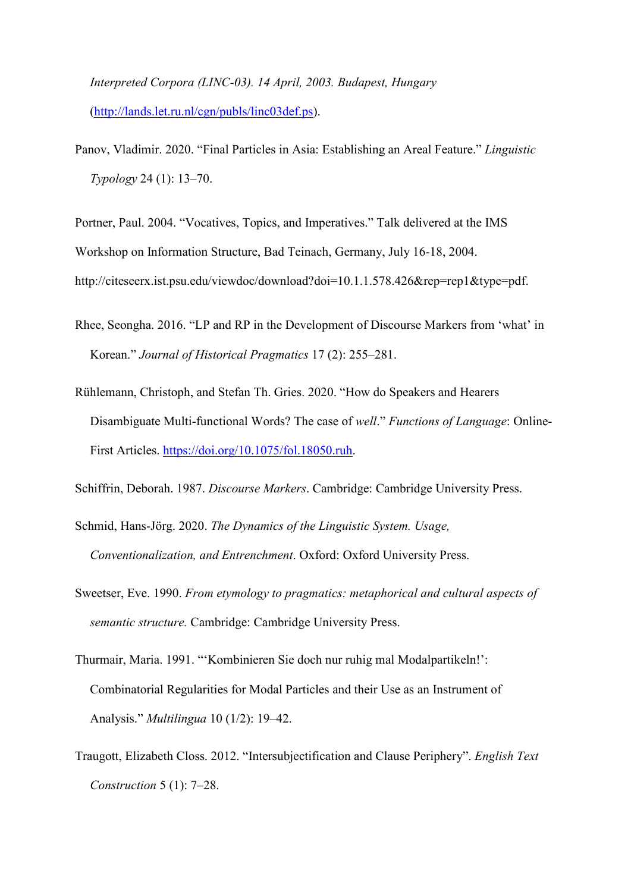*Interpreted Corpora (LINC-03). 14 April, 2003. Budapest, Hungary* (http://lands.let.ru.nl/cgn/publs/linc03def.ps).

Panov, Vladimir. 2020. "Final Particles in Asia: Establishing an Areal Feature." *Linguistic Typology* 24 (1): 13–70.

Portner, Paul. 2004. "Vocatives, Topics, and Imperatives." Talk delivered at the IMS Workshop on Information Structure, Bad Teinach, Germany, July 16-18, 2004. http://citeseerx.ist.psu.edu/viewdoc/download?doi=10.1.1.578.426&rep=rep1&type=pdf.

Rhee, Seongha. 2016. "LP and RP in the Development of Discourse Markers from 'what' in Korean." *Journal of Historical Pragmatics* 17 (2): 255–281.

Rühlemann, Christoph, and Stefan Th. Gries. 2020. "How do Speakers and Hearers Disambiguate Multi-functional Words? The case of *well*." *Functions of Language*: Online-First Articles. https://doi.org/10.1075/fol.18050.ruh.

Schiffrin, Deborah. 1987. *Discourse Markers*. Cambridge: Cambridge University Press.

Schmid, Hans-Jörg. 2020. *The Dynamics of the Linguistic System. Usage, Conventionalization, and Entrenchment*. Oxford: Oxford University Press.

Sweetser, Eve. 1990. *From etymology to pragmatics: metaphorical and cultural aspects of semantic structure.* Cambridge: Cambridge University Press.

Thurmair, Maria. 1991. "'Kombinieren Sie doch nur ruhig mal Modalpartikeln!': Combinatorial Regularities for Modal Particles and their Use as an Instrument of Analysis." *Multilingua* 10 (1/2): 19–42.

Traugott, Elizabeth Closs. 2012. "Intersubjectification and Clause Periphery". *English Text Construction* 5 (1): 7–28.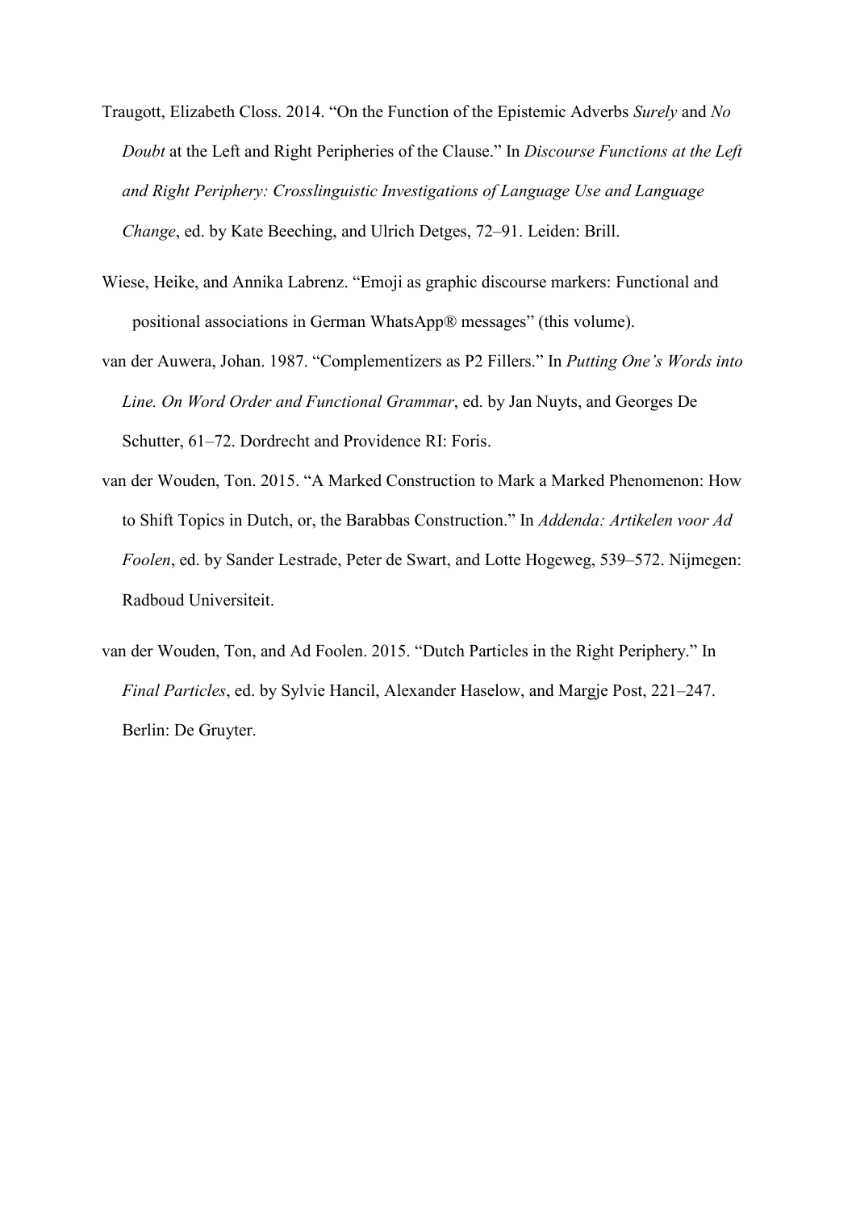Traugott, Elizabeth Closs. 2014. "On the Function of the Epistemic Adverbs *Surely* and *No Doubt* at the Left and Right Peripheries of the Clause." In *Discourse Functions at the Left and Right Periphery: Crosslinguistic Investigations of Language Use and Language Change*, ed. by Kate Beeching, and Ulrich Detges, 72–91. Leiden: Brill.

Wiese, Heike, and Annika Labrenz. "Emoji as graphic discourse markers: Functional and positional associations in German WhatsApp® messages" (this volume).

van der Auwera, Johan. 1987. "Complementizers as P2 Fillers." In *Putting One's Words into Line. On Word Order and Functional Grammar*, ed. by Jan Nuyts, and Georges De Schutter, 61–72. Dordrecht and Providence RI: Foris.

van der Wouden, Ton. 2015. "A Marked Construction to Mark a Marked Phenomenon: How to Shift Topics in Dutch, or, the Barabbas Construction." In *Addenda: Artikelen voor Ad Foolen*, ed. by Sander Lestrade, Peter de Swart, and Lotte Hogeweg, 539–572. Nijmegen: Radboud Universiteit.

van der Wouden, Ton, and Ad Foolen. 2015. "Dutch Particles in the Right Periphery." In *Final Particles*, ed. by Sylvie Hancil, Alexander Haselow, and Margje Post, 221–247. Berlin: De Gruyter.